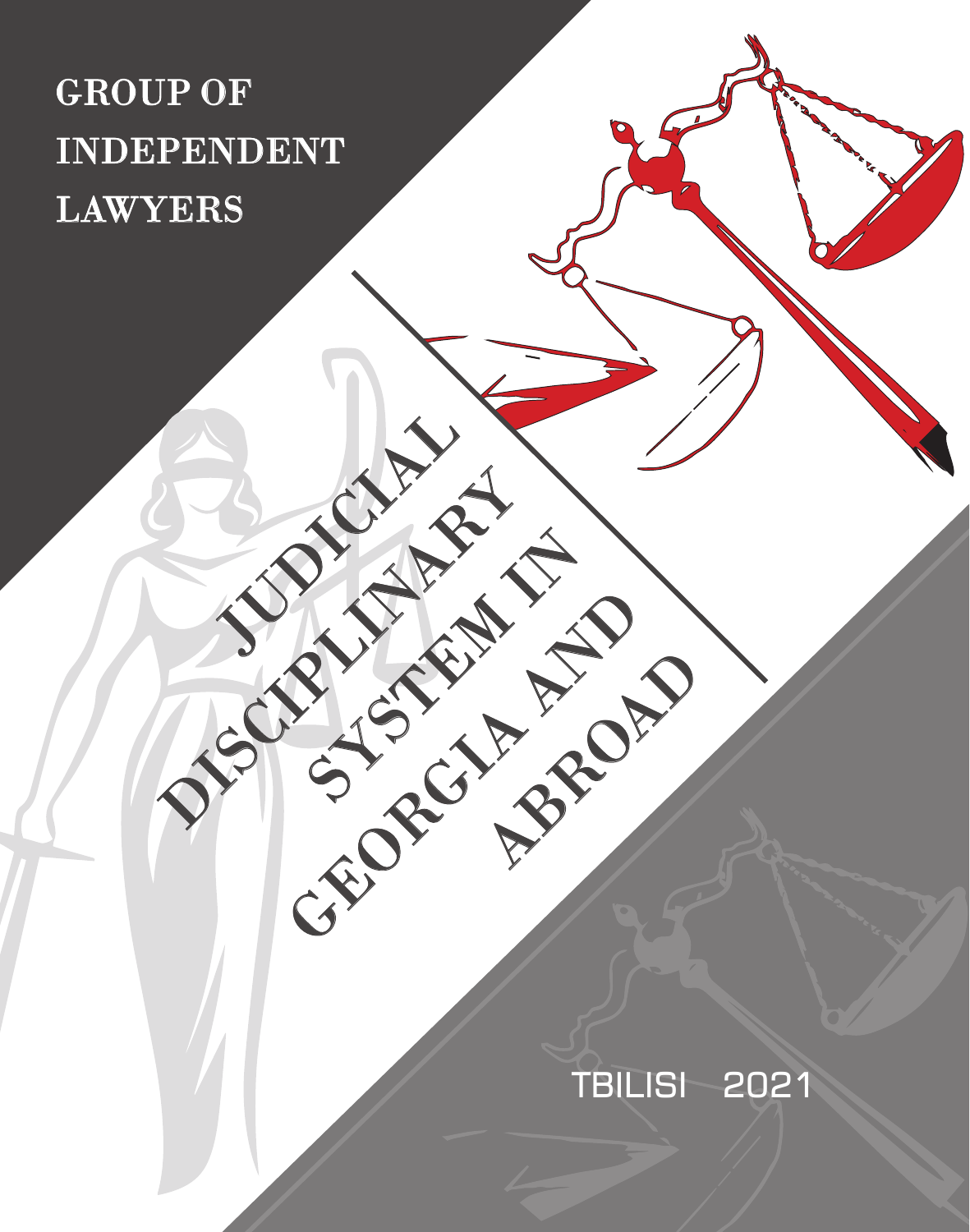GROUP OF INDEPENDENT LAWYERS

# JUDICIAL DISCIPLINARY SYSTEM IN GEORGIA AND ABROAD

TBILISI 2021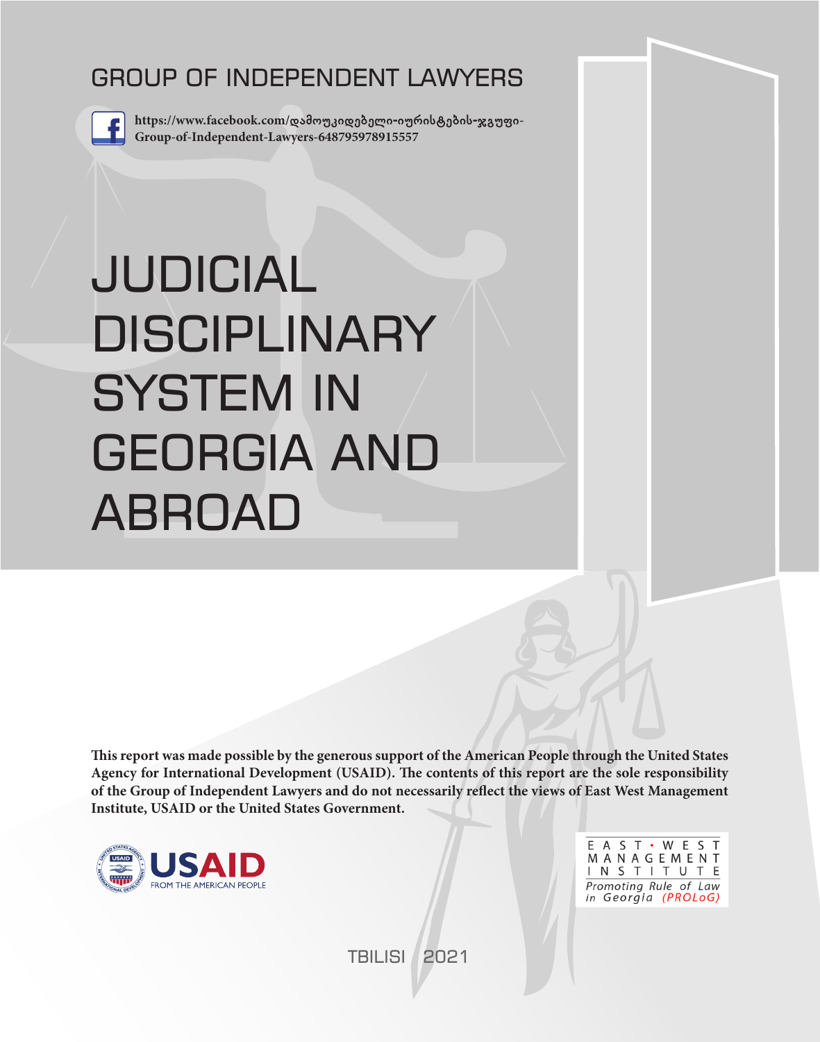GROUP OF INDEPENDENT LAWYERS

https://www.facebook.com/დამოუკიდებელი-იურისტების-ჯგუფი-Group-of-Independent-Lawyers-648795978915557

# JUDICIAL DISCIPLINARY SYSTEM IN GEORGIA AND ABROAD

**This report was made possible by the generous support of the American People through the United States Agency for International Development (USAID). The contents of this report are the sole responsibility of the Group of Independent Lawyers and do not necessarily reflect the views of East West Management Institute, USAID or the United States Government.**

USAID FROM THE AMERICAN PEOPLE

EAST • WEST MANAGEMENT INSTITUTE
*Promoting Rule of Law in Georgia (PROLoG)*

TBILISI 2021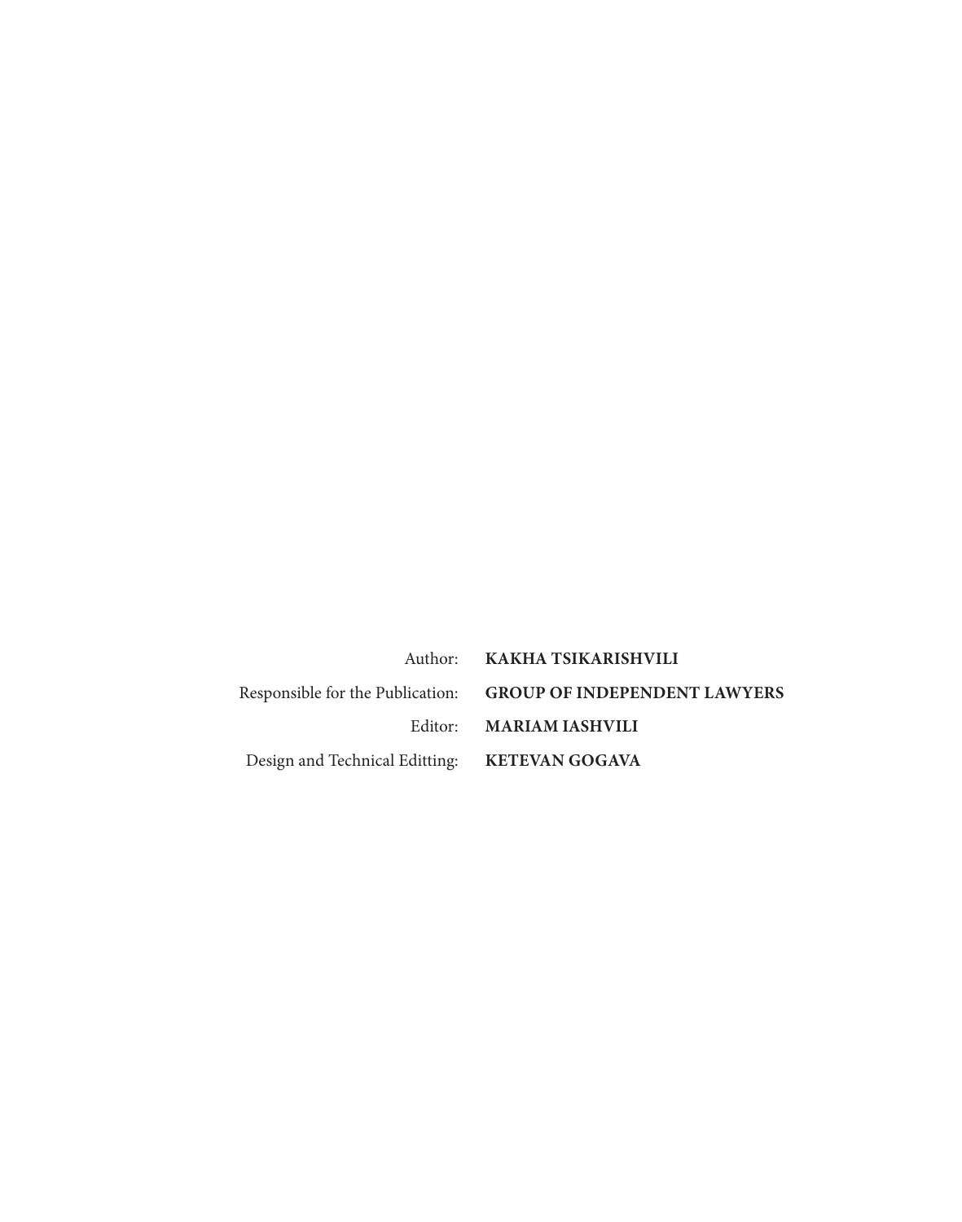Author: **KAKHA TSIKARISHVILI**

Responsible for the Publication: **GROUP OF INDEPENDENT LAWYERS**

Editor: **MARIAM IASHVILI**

Design and Technical Editting: **KETEVAN GOGAVA**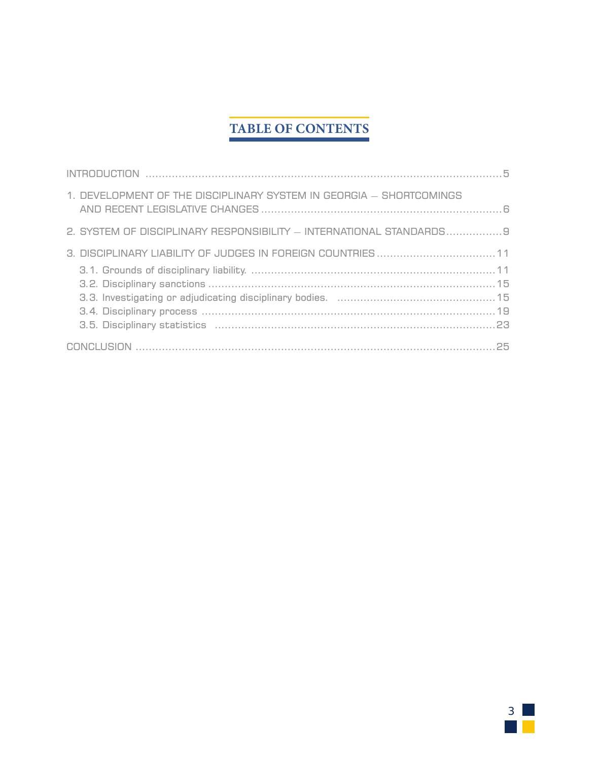# TABLE OF CONTENTS

INTRODUCTION ....................................................................................................5

1. DEVELOPMENT OF THE DISCIPLINARY SYSTEM IN GEORGIA – SHORTCOMINGS AND RECENT LEGISLATIVE CHANGES ....................................................................6

2. SYSTEM OF DISCIPLINARY RESPONSIBILITY – INTERNATIONAL STANDARDS.................9

3. DISCIPLINARY LIABILITY OF JUDGES IN FOREIGN COUNTRIES ...................................11

- 3.1. Grounds of disciplinary liability. .......................................................................11
- 3.2. Disciplinary sanctions ......................................................................................15
- 3.3. Investigating or adjudicating disciplinary bodies. ...............................................15
- 3.4. Disciplinary process ........................................................................................19
- 3.5. Disciplinary statistics ......................................................................................23

CONCLUSION ......................................................................................................25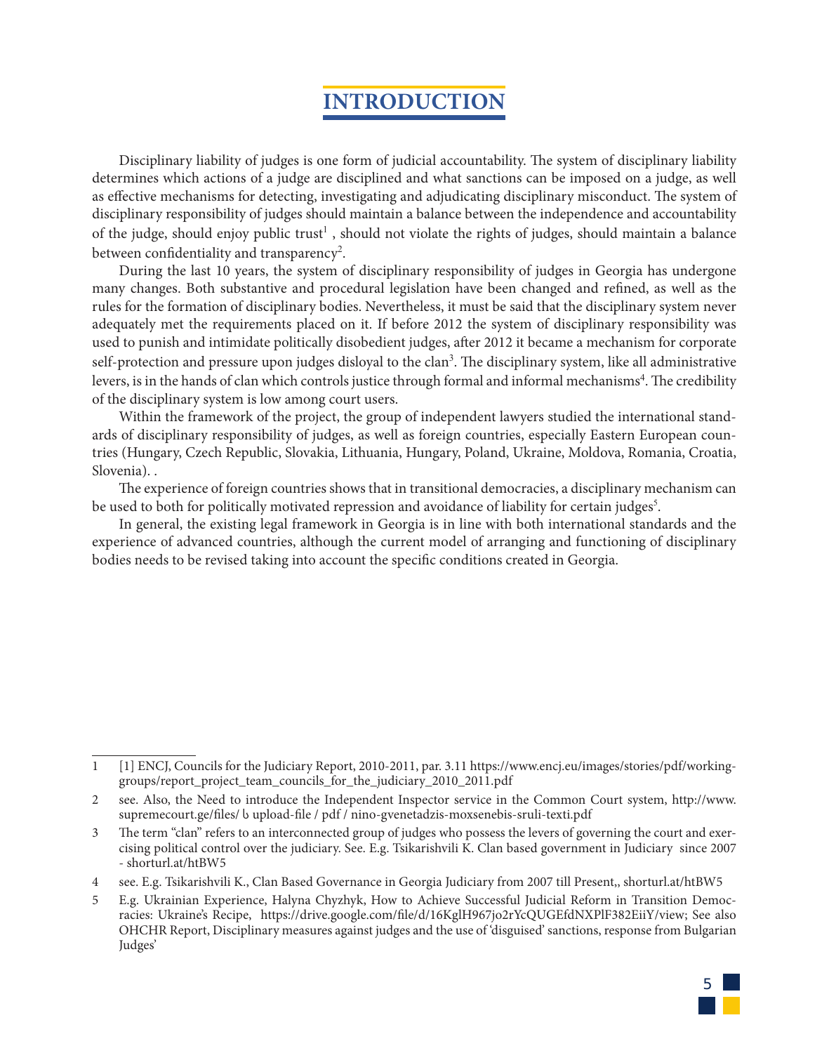# INTRODUCTION

Disciplinary liability of judges is one form of judicial accountability. The system of disciplinary liability determines which actions of a judge are disciplined and what sanctions can be imposed on a judge, as well as effective mechanisms for detecting, investigating and adjudicating disciplinary misconduct. The system of disciplinary responsibility of judges should maintain a balance between the independence and accountability of the judge, should enjoy public trust[1] , should not violate the rights of judges, should maintain a balance between confidentiality and transparency[2].

During the last 10 years, the system of disciplinary responsibility of judges in Georgia has undergone many changes. Both substantive and procedural legislation have been changed and refined, as well as the rules for the formation of disciplinary bodies. Nevertheless, it must be said that the disciplinary system never adequately met the requirements placed on it. If before 2012 the system of disciplinary responsibility was used to punish and intimidate politically disobedient judges, after 2012 it became a mechanism for corporate self-protection and pressure upon judges disloyal to the clan[3]. The disciplinary system, like all administrative levers, is in the hands of clan which controls justice through formal and informal mechanisms[4]. The credibility of the disciplinary system is low among court users.

Within the framework of the project, the group of independent lawyers studied the international standards of disciplinary responsibility of judges, as well as foreign countries, especially Eastern European countries (Hungary, Czech Republic, Slovakia, Lithuania, Hungary, Poland, Ukraine, Moldova, Romania, Croatia, Slovenia). .

The experience of foreign countries shows that in transitional democracies, a disciplinary mechanism can be used to both for politically motivated repression and avoidance of liability for certain judges[5].

In general, the existing legal framework in Georgia is in line with both international standards and the experience of advanced countries, although the current model of arranging and functioning of disciplinary bodies needs to be revised taking into account the specific conditions created in Georgia.

---

1 [1] ENCJ, Councils for the Judiciary Report, 2010-2011, par. 3.11 https://www.encj.eu/images/stories/pdf/workinggroups/report_project_team_councils_for_the_judiciary_2010_2011.pdf

2 see. Also, the Need to introduce the Independent Inspector service in the Common Court system, http://www.supremecourt.ge/files/ ს upload-file / pdf / nino-gvenetadzis-moxsenebis-sruli-texti.pdf

3 The term "clan" refers to an interconnected group of judges who possess the levers of governing the court and exercising political control over the judiciary. See. E.g. Tsikarishvili K. Clan based government in Judiciary since 2007 - shorturl.at/htBW5

4 see. E.g. Tsikarishvili K., Clan Based Governance in Georgia Judiciary from 2007 till Present,, shorturl.at/htBW5

5 E.g. Ukrainian Experience, Halyna Chyzhyk, How to Achieve Successful Judicial Reform in Transition Democracies: Ukraine's Recipe, https://drive.google.com/file/d/16KglH967jo2rYcQUGEfdNXPlF382EiiY/view; See also OHCHR Report, Disciplinary measures against judges and the use of 'disguised' sanctions, response from Bulgarian Judges'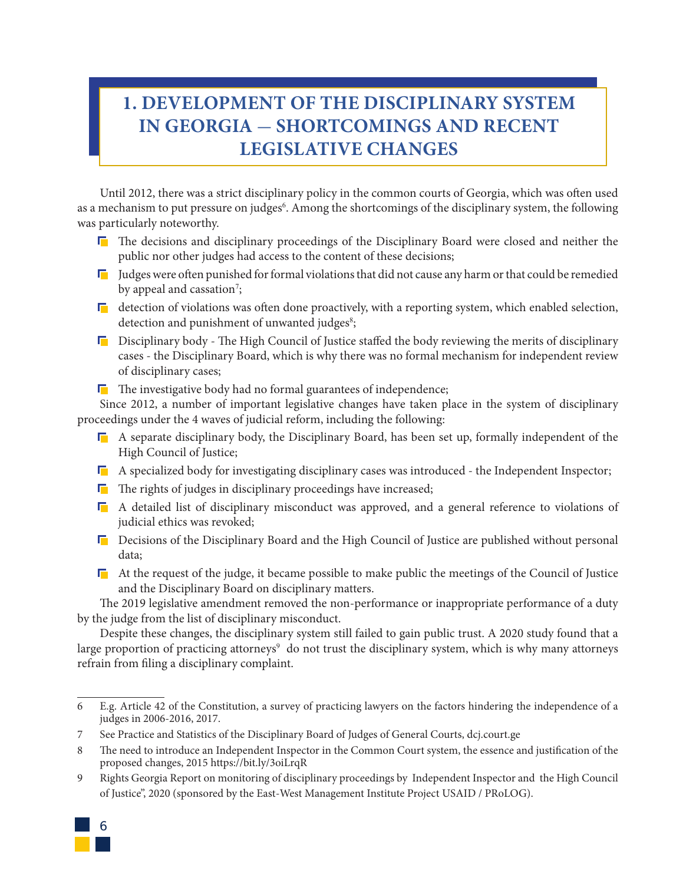# 1. DEVELOPMENT OF THE DISCIPLINARY SYSTEM IN GEORGIA — SHORTCOMINGS AND RECENT LEGISLATIVE CHANGES

Until 2012, there was a strict disciplinary policy in the common courts of Georgia, which was often used as a mechanism to put pressure on judges[6]. Among the shortcomings of the disciplinary system, the following was particularly noteworthy.

- The decisions and disciplinary proceedings of the Disciplinary Board were closed and neither the public nor other judges had access to the content of these decisions;
- Judges were often punished for formal violations that did not cause any harm or that could be remedied by appeal and cassation[7];
- detection of violations was often done proactively, with a reporting system, which enabled selection, detection and punishment of unwanted judges[8];
- Disciplinary body - The High Council of Justice staffed the body reviewing the merits of disciplinary cases - the Disciplinary Board, which is why there was no formal mechanism for independent review of disciplinary cases;
- The investigative body had no formal guarantees of independence;

Since 2012, a number of important legislative changes have taken place in the system of disciplinary proceedings under the 4 waves of judicial reform, including the following:

- A separate disciplinary body, the Disciplinary Board, has been set up, formally independent of the High Council of Justice;
- A specialized body for investigating disciplinary cases was introduced - the Independent Inspector;
- The rights of judges in disciplinary proceedings have increased;
- A detailed list of disciplinary misconduct was approved, and a general reference to violations of judicial ethics was revoked;
- Decisions of the Disciplinary Board and the High Council of Justice are published without personal data;
- At the request of the judge, it became possible to make public the meetings of the Council of Justice and the Disciplinary Board on disciplinary matters.

The 2019 legislative amendment removed the non-performance or inappropriate performance of a duty by the judge from the list of disciplinary misconduct.

Despite these changes, the disciplinary system still failed to gain public trust. A 2020 study found that a large proportion of practicing attorneys[9] do not trust the disciplinary system, which is why many attorneys refrain from filing a disciplinary complaint.

---

6 E.g. Article 42 of the Constitution, a survey of practicing lawyers on the factors hindering the independence of a judges in 2006-2016, 2017.

7 See Practice and Statistics of the Disciplinary Board of Judges of General Courts, dcj.court.ge

8 The need to introduce an Independent Inspector in the Common Court system, the essence and justification of the proposed changes, 2015 https://bit.ly/3oiLrqR

9 Rights Georgia Report on monitoring of disciplinary proceedings by Independent Inspector and the High Council of Justice", 2020 (sponsored by the East-West Management Institute Project USAID / PRoLOG).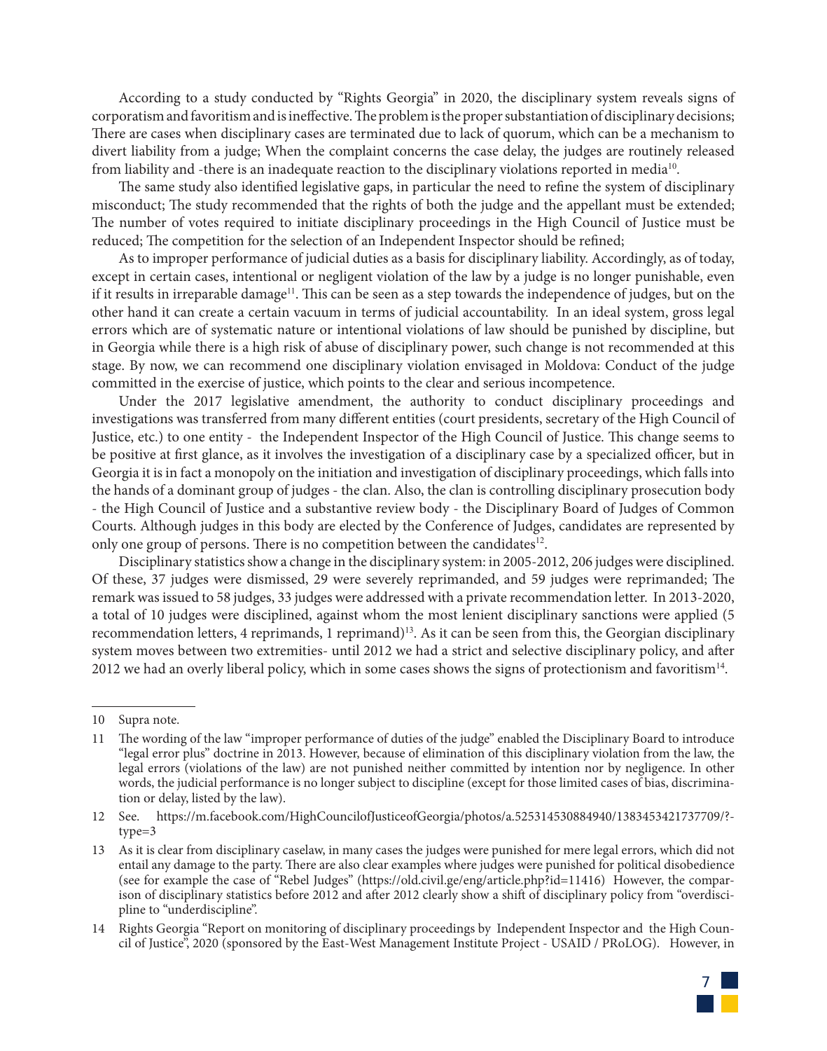According to a study conducted by "Rights Georgia" in 2020, the disciplinary system reveals signs of corporatism and favoritism and is ineffective. The problem is the proper substantiation of disciplinary decisions; There are cases when disciplinary cases are terminated due to lack of quorum, which can be a mechanism to divert liability from a judge; When the complaint concerns the case delay, the judges are routinely released from liability and -there is an inadequate reaction to the disciplinary violations reported in media[10].

The same study also identified legislative gaps, in particular the need to refine the system of disciplinary misconduct; The study recommended that the rights of both the judge and the appellant must be extended; The number of votes required to initiate disciplinary proceedings in the High Council of Justice must be reduced; The competition for the selection of an Independent Inspector should be refined;

As to improper performance of judicial duties as a basis for disciplinary liability. Accordingly, as of today, except in certain cases, intentional or negligent violation of the law by a judge is no longer punishable, even if it results in irreparable damage[11]. This can be seen as a step towards the independence of judges, but on the other hand it can create a certain vacuum in terms of judicial accountability. In an ideal system, gross legal errors which are of systematic nature or intentional violations of law should be punished by discipline, but in Georgia while there is a high risk of abuse of disciplinary power, such change is not recommended at this stage. By now, we can recommend one disciplinary violation envisaged in Moldova: Conduct of the judge committed in the exercise of justice, which points to the clear and serious incompetence.

Under the 2017 legislative amendment, the authority to conduct disciplinary proceedings and investigations was transferred from many different entities (court presidents, secretary of the High Council of Justice, etc.) to one entity - the Independent Inspector of the High Council of Justice. This change seems to be positive at first glance, as it involves the investigation of a disciplinary case by a specialized officer, but in Georgia it is in fact a monopoly on the initiation and investigation of disciplinary proceedings, which falls into the hands of a dominant group of judges - the clan. Also, the clan is controlling disciplinary prosecution body - the High Council of Justice and a substantive review body - the Disciplinary Board of Judges of Common Courts. Although judges in this body are elected by the Conference of Judges, candidates are represented by only one group of persons. There is no competition between the candidates[12].

Disciplinary statistics show a change in the disciplinary system: in 2005-2012, 206 judges were disciplined. Of these, 37 judges were dismissed, 29 were severely reprimanded, and 59 judges were reprimanded; The remark was issued to 58 judges, 33 judges were addressed with a private recommendation letter. In 2013-2020, a total of 10 judges were disciplined, against whom the most lenient disciplinary sanctions were applied (5 recommendation letters, 4 reprimands, 1 reprimand)[13]. As it can be seen from this, the Georgian disciplinary system moves between two extremities- until 2012 we had a strict and selective disciplinary policy, and after 2012 we had an overly liberal policy, which in some cases shows the signs of protectionism and favoritism[14].

---

10 Supra note.

11 The wording of the law "improper performance of duties of the judge" enabled the Disciplinary Board to introduce "legal error plus" doctrine in 2013. However, because of elimination of this disciplinary violation from the law, the legal errors (violations of the law) are not punished neither committed by intention nor by negligence. In other words, the judicial performance is no longer subject to discipline (except for those limited cases of bias, discrimination or delay, listed by the law).

12 See. https://m.facebook.com/HighCouncilofJusticeofGeorgia/photos/a.525314530884940/1383453421737709/?type=3

13 As it is clear from disciplinary caselaw, in many cases the judges were punished for mere legal errors, which did not entail any damage to the party. There are also clear examples where judges were punished for political disobedience (see for example the case of "Rebel Judges" (https://old.civil.ge/eng/article.php?id=11416) However, the comparison of disciplinary statistics before 2012 and after 2012 clearly show a shift of disciplinary policy from "overdiscipline to "underdiscipline".

14 Rights Georgia "Report on monitoring of disciplinary proceedings by Independent Inspector and the High Council of Justice", 2020 (sponsored by the East-West Management Institute Project - USAID / PRoLOG). However, in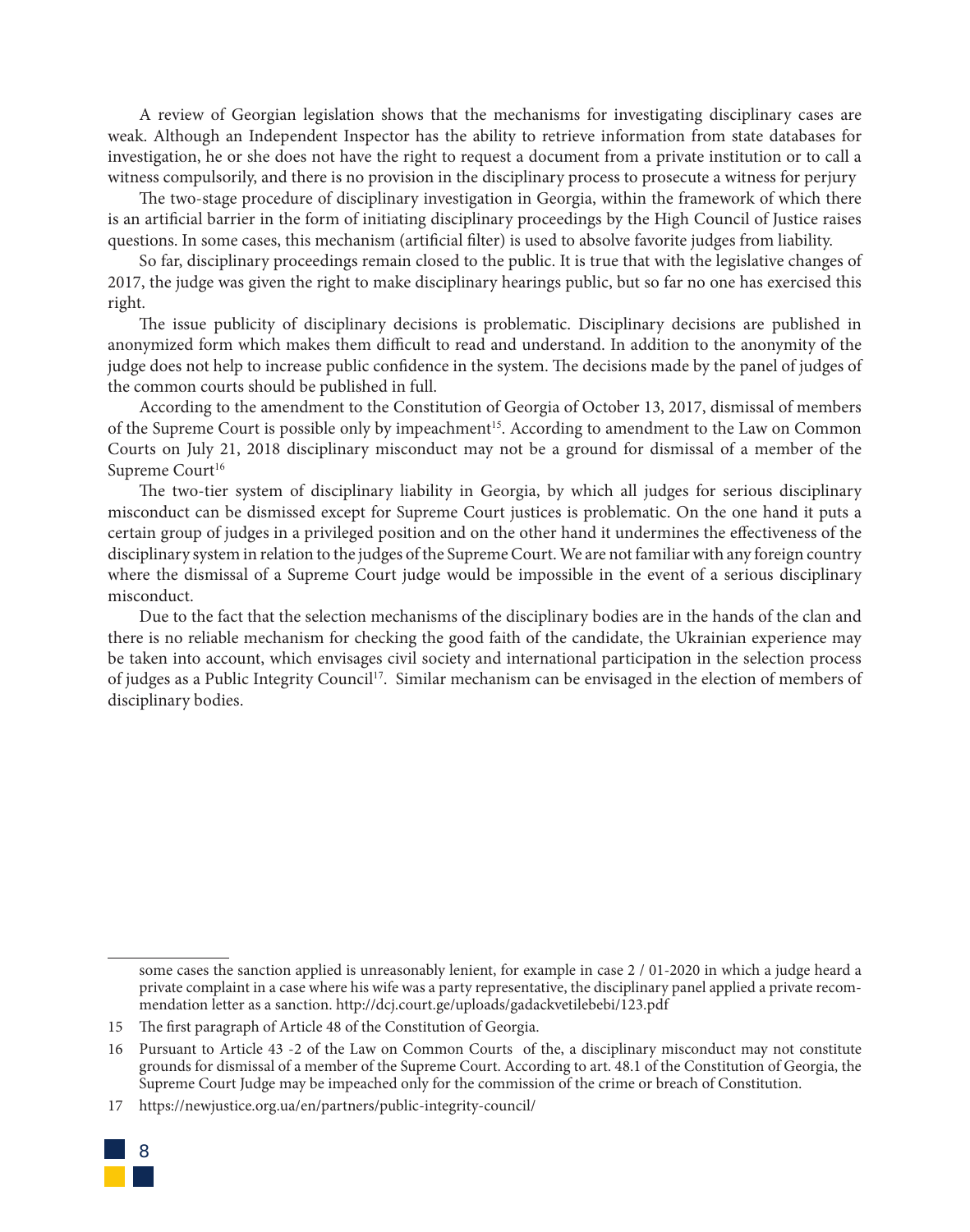A review of Georgian legislation shows that the mechanisms for investigating disciplinary cases are weak. Although an Independent Inspector has the ability to retrieve information from state databases for investigation, he or she does not have the right to request a document from a private institution or to call a witness compulsorily, and there is no provision in the disciplinary process to prosecute a witness for perjury

The two-stage procedure of disciplinary investigation in Georgia, within the framework of which there is an artificial barrier in the form of initiating disciplinary proceedings by the High Council of Justice raises questions. In some cases, this mechanism (artificial filter) is used to absolve favorite judges from liability.

So far, disciplinary proceedings remain closed to the public. It is true that with the legislative changes of 2017, the judge was given the right to make disciplinary hearings public, but so far no one has exercised this right.

The issue publicity of disciplinary decisions is problematic. Disciplinary decisions are published in anonymized form which makes them difficult to read and understand. In addition to the anonymity of the judge does not help to increase public confidence in the system. The decisions made by the panel of judges of the common courts should be published in full.

According to the amendment to the Constitution of Georgia of October 13, 2017, dismissal of members of the Supreme Court is possible only by impeachment[15]. According to amendment to the Law on Common Courts on July 21, 2018 disciplinary misconduct may not be a ground for dismissal of a member of the Supreme Court[16]

The two-tier system of disciplinary liability in Georgia, by which all judges for serious disciplinary misconduct can be dismissed except for Supreme Court justices is problematic. On the one hand it puts a certain group of judges in a privileged position and on the other hand it undermines the effectiveness of the disciplinary system in relation to the judges of the Supreme Court. We are not familiar with any foreign country where the dismissal of a Supreme Court judge would be impossible in the event of a serious disciplinary misconduct.

Due to the fact that the selection mechanisms of the disciplinary bodies are in the hands of the clan and there is no reliable mechanism for checking the good faith of the candidate, the Ukrainian experience may be taken into account, which envisages civil society and international participation in the selection process of judges as a Public Integrity Council[17]. Similar mechanism can be envisaged in the election of members of disciplinary bodies.

---

some cases the sanction applied is unreasonably lenient, for example in case 2 / 01-2020 in which a judge heard a private complaint in a case where his wife was a party representative, the disciplinary panel applied a private recommendation letter as a sanction. http://dcj.court.ge/uploads/gadackvetilebebi/123.pdf

15 The first paragraph of Article 48 of the Constitution of Georgia.

16 Pursuant to Article 43 -2 of the Law on Common Courts of the, a disciplinary misconduct may not constitute grounds for dismissal of a member of the Supreme Court. According to art. 48.1 of the Constitution of Georgia, the Supreme Court Judge may be impeached only for the commission of the crime or breach of Constitution.

17 https://newjustice.org.ua/en/partners/public-integrity-council/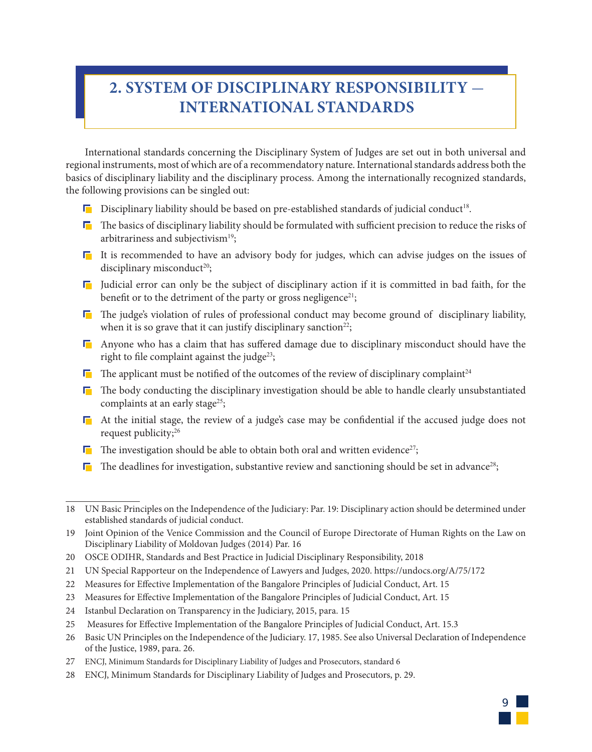## 2. SYSTEM OF DISCIPLINARY RESPONSIBILITY — INTERNATIONAL STANDARDS

International standards concerning the Disciplinary System of Judges are set out in both universal and regional instruments, most of which are of a recommendatory nature. International standards address both the basics of disciplinary liability and the disciplinary process. Among the internationally recognized standards, the following provisions can be singled out:

- Disciplinary liability should be based on pre-established standards of judicial conduct[18].
- The basics of disciplinary liability should be formulated with sufficient precision to reduce the risks of arbitrariness and subjectivism[19];
- It is recommended to have an advisory body for judges, which can advise judges on the issues of disciplinary misconduct[20];
- Judicial error can only be the subject of disciplinary action if it is committed in bad faith, for the benefit or to the detriment of the party or gross negligence[21];
- The judge's violation of rules of professional conduct may become ground of disciplinary liability, when it is so grave that it can justify disciplinary sanction[22];
- Anyone who has a claim that has suffered damage due to disciplinary misconduct should have the right to file complaint against the judge[23];
- The applicant must be notified of the outcomes of the review of disciplinary complaint[24]
- The body conducting the disciplinary investigation should be able to handle clearly unsubstantiated complaints at an early stage[25];
- At the initial stage, the review of a judge's case may be confidential if the accused judge does not request publicity;[26]
- The investigation should be able to obtain both oral and written evidence[27];
- The deadlines for investigation, substantive review and sanctioning should be set in advance[28];

---

18 UN Basic Principles on the Independence of the Judiciary: Par. 19: Disciplinary action should be determined under established standards of judicial conduct.

19 Joint Opinion of the Venice Commission and the Council of Europe Directorate of Human Rights on the Law on Disciplinary Liability of Moldovan Judges (2014) Par. 16

20 OSCE ODIHR, Standards and Best Practice in Judicial Disciplinary Responsibility, 2018

21 UN Special Rapporteur on the Independence of Lawyers and Judges, 2020. https://undocs.org/A/75/172

22 Measures for Effective Implementation of the Bangalore Principles of Judicial Conduct, Art. 15

23 Measures for Effective Implementation of the Bangalore Principles of Judicial Conduct, Art. 15

24 Istanbul Declaration on Transparency in the Judiciary, 2015, para. 15

25 Measures for Effective Implementation of the Bangalore Principles of Judicial Conduct, Art. 15.3

26 Basic UN Principles on the Independence of the Judiciary. 17, 1985. See also Universal Declaration of Independence of the Justice, 1989, para. 26.

27 ENCJ, Minimum Standards for Disciplinary Liability of Judges and Prosecutors, standard 6

28 ENCJ, Minimum Standards for Disciplinary Liability of Judges and Prosecutors, p. 29.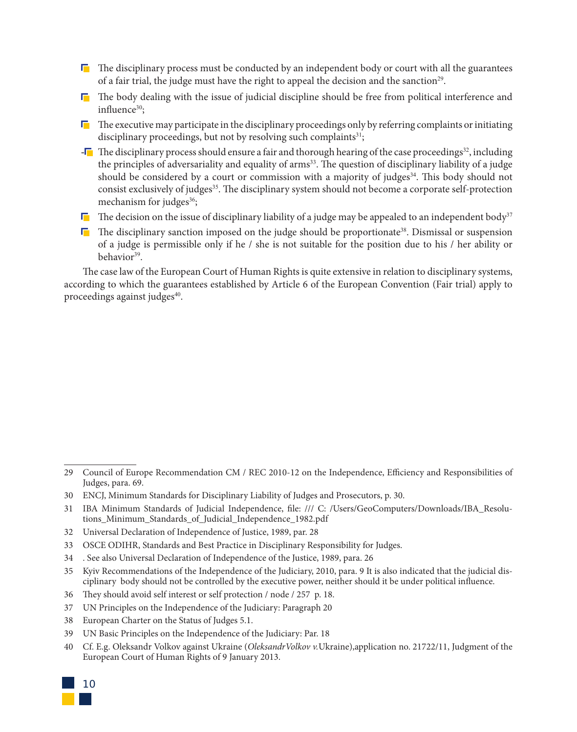- The disciplinary process must be conducted by an independent body or court with all the guarantees of a fair trial, the judge must have the right to appeal the decision and the sanction[29].
- The body dealing with the issue of judicial discipline should be free from political interference and influence[30];
- The executive may participate in the disciplinary proceedings only by referring complaints or initiating disciplinary proceedings, but not by resolving such complaints[31];
- The disciplinary process should ensure a fair and thorough hearing of the case proceedings[32], including the principles of adversariality and equality of arms[33]. The question of disciplinary liability of a judge should be considered by a court or commission with a majority of judges[34]. This body should not consist exclusively of judges[35]. The disciplinary system should not become a corporate self-protection mechanism for judges[36];
- The decision on the issue of disciplinary liability of a judge may be appealed to an independent body[37]
- The disciplinary sanction imposed on the judge should be proportionate[38]. Dismissal or suspension of a judge is permissible only if he / she is not suitable for the position due to his / her ability or behavior[39].

The case law of the European Court of Human Rights is quite extensive in relation to disciplinary systems, according to which the guarantees established by Article 6 of the European Convention (Fair trial) apply to proceedings against judges[40].

---

29 Council of Europe Recommendation CM / REC 2010-12 on the Independence, Efficiency and Responsibilities of Judges, para. 69.

30 ENCJ, Minimum Standards for Disciplinary Liability of Judges and Prosecutors, p. 30.

31 IBA Minimum Standards of Judicial Independence, file: /// C: /Users/GeoComputers/Downloads/IBA_Resolutions_Minimum_Standards_of_Judicial_Independence_1982.pdf

32 Universal Declaration of Independence of Justice, 1989, par. 28

33 OSCE ODIHR, Standards and Best Practice in Disciplinary Responsibility for Judges.

34 . See also Universal Declaration of Independence of the Justice, 1989, para. 26

35 Kyiv Recommendations of the Independence of the Judiciary, 2010, para. 9 It is also indicated that the judicial disciplinary body should not be controlled by the executive power, neither should it be under political influence.

36 They should avoid self interest or self protection / node / 257 p. 18.

37 UN Principles on the Independence of the Judiciary: Paragraph 20

38 European Charter on the Status of Judges 5.1.

39 UN Basic Principles on the Independence of the Judiciary: Par. 18

40 Cf. E.g. Oleksandr Volkov against Ukraine (*OleksandrVolkov v.*Ukraine),application no. 21722/11, Judgment of the European Court of Human Rights of 9 January 2013.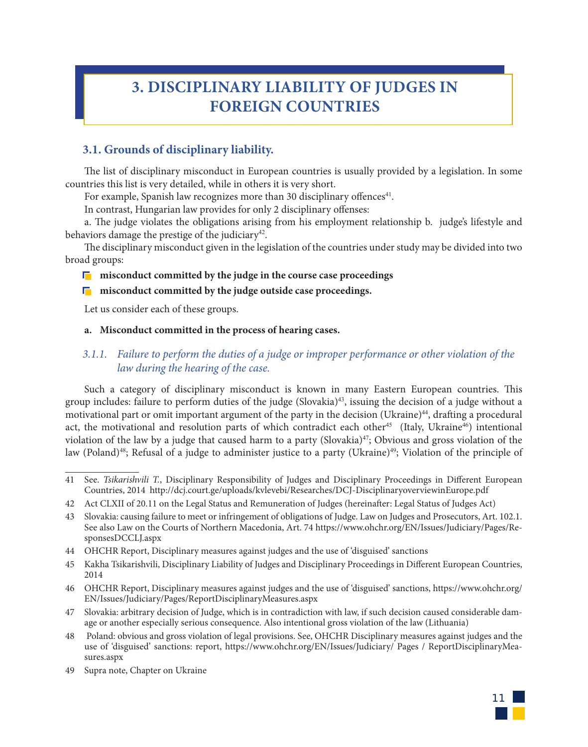# 3. DISCIPLINARY LIABILITY OF JUDGES IN FOREIGN COUNTRIES

## 3.1. Grounds of disciplinary liability.

The list of disciplinary misconduct in European countries is usually provided by a legislation. In some countries this list is very detailed, while in others it is very short.

For example, Spanish law recognizes more than 30 disciplinary offences[41].

In contrast, Hungarian law provides for only 2 disciplinary offenses:

a. The judge violates the obligations arising from his employment relationship b. judge's lifestyle and behaviors damage the prestige of the judiciary[42].

The disciplinary misconduct given in the legislation of the countries under study may be divided into two broad groups:

- **misconduct committed by the judge in the course case proceedings**
- **misconduct committed by the judge outside case proceedings.**

Let us consider each of these groups.

**a. Misconduct committed in the process of hearing cases.**

### *3.1.1. Failure to perform the duties of a judge or improper performance or other violation of the law during the hearing of the case.*

Such a category of disciplinary misconduct is known in many Eastern European countries. This group includes: failure to perform duties of the judge (Slovakia)[43], issuing the decision of a judge without a motivational part or omit important argument of the party in the decision (Ukraine)[44], drafting a procedural act, the motivational and resolution parts of which contradict each other[45] (Italy, Ukraine[46]) intentional violation of the law by a judge that caused harm to a party (Slovakia)[47]; Obvious and gross violation of the law (Poland)[48]; Refusal of a judge to administer justice to a party (Ukraine)[49]; Violation of the principle of

---

41 See. *Tsikarishvili T.*, Disciplinary Responsibility of Judges and Disciplinary Proceedings in Different European Countries, 2014 http://dcj.court.ge/uploads/kvlevebi/Researches/DCJ-DisciplinaryoverviewinEurope.pdf

42 Act CLXII of 20.11 on the Legal Status and Remuneration of Judges (hereinafter: Legal Status of Judges Act)

43 Slovakia: causing failure to meet or infringement of obligations of Judge. Law on Judges and Prosecutors, Art. 102.1. See also Law on the Courts of Northern Macedonia, Art. 74 https://www.ohchr.org/EN/Issues/Judiciary/Pages/ResponsesDCCLJ.aspx

44 OHCHR Report, Disciplinary measures against judges and the use of 'disguised' sanctions

45 Kakha Tsikarishvili, Disciplinary Liability of Judges and Disciplinary Proceedings in Different European Countries, 2014

46 OHCHR Report, Disciplinary measures against judges and the use of 'disguised' sanctions, https://www.ohchr.org/EN/Issues/Judiciary/Pages/ReportDisciplinaryMeasures.aspx

47 Slovakia: arbitrary decision of Judge, which is in contradiction with law, if such decision caused considerable damage or another especially serious consequence. Also intentional gross violation of the law (Lithuania)

48 Poland: obvious and gross violation of legal provisions. See, OHCHR Disciplinary measures against judges and the use of 'disguised' sanctions: report, https://www.ohchr.org/EN/Issues/Judiciary/ Pages / ReportDisciplinaryMeasures.aspx

49 Supra note, Chapter on Ukraine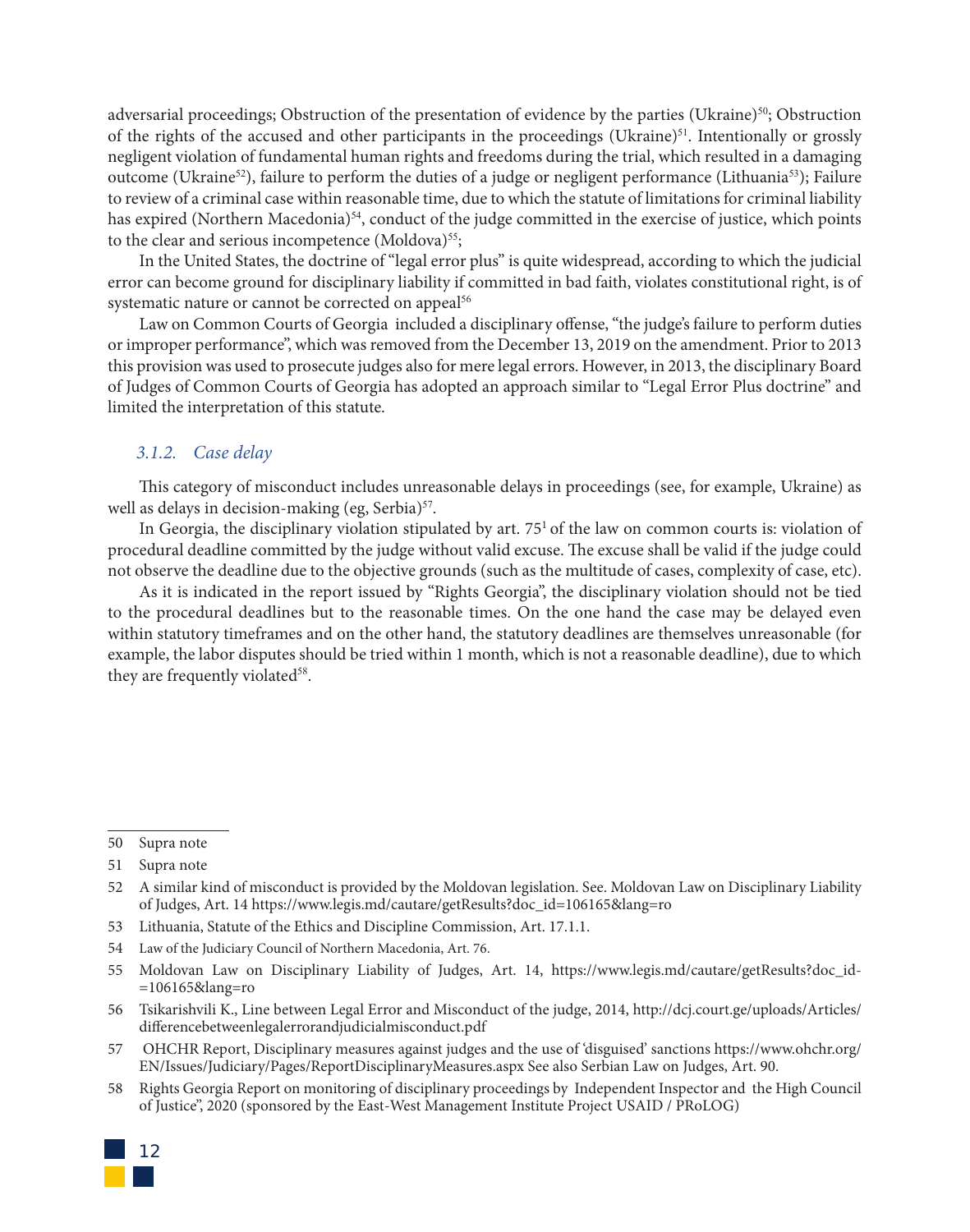adversarial proceedings; Obstruction of the presentation of evidence by the parties (Ukraine)[50]; Obstruction of the rights of the accused and other participants in the proceedings (Ukraine)[51]. Intentionally or grossly negligent violation of fundamental human rights and freedoms during the trial, which resulted in a damaging outcome (Ukraine[52]), failure to perform the duties of a judge or negligent performance (Lithuania[53]); Failure to review of a criminal case within reasonable time, due to which the statute of limitations for criminal liability has expired (Northern Macedonia)[54], conduct of the judge committed in the exercise of justice, which points to the clear and serious incompetence (Moldova)[55];

In the United States, the doctrine of "legal error plus" is quite widespread, according to which the judicial error can become ground for disciplinary liability if committed in bad faith, violates constitutional right, is of systematic nature or cannot be corrected on appeal[56]

Law on Common Courts of Georgia included a disciplinary offense, "the judge's failure to perform duties or improper performance", which was removed from the December 13, 2019 on the amendment. Prior to 2013 this provision was used to prosecute judges also for mere legal errors. However, in 2013, the disciplinary Board of Judges of Common Courts of Georgia has adopted an approach similar to "Legal Error Plus doctrine" and limited the interpretation of this statute.

### *3.1.2. Case delay*

This category of misconduct includes unreasonable delays in proceedings (see, for example, Ukraine) as well as delays in decision-making (eg, Serbia)[57].

In Georgia, the disciplinary violation stipulated by art. $75^1$ of the law on common courts is: violation of procedural deadline committed by the judge without valid excuse. The excuse shall be valid if the judge could not observe the deadline due to the objective grounds (such as the multitude of cases, complexity of case, etc).

As it is indicated in the report issued by "Rights Georgia", the disciplinary violation should not be tied to the procedural deadlines but to the reasonable times. On the one hand the case may be delayed even within statutory timeframes and on the other hand, the statutory deadlines are themselves unreasonable (for example, the labor disputes should be tried within 1 month, which is not a reasonable deadline), due to which they are frequently violated[58].

---

50 Supra note

51 Supra note

52 A similar kind of misconduct is provided by the Moldovan legislation. See. Moldovan Law on Disciplinary Liability of Judges, Art. 14 https://www.legis.md/cautare/getResults?doc_id=106165&lang=ro

53 Lithuania, Statute of the Ethics and Discipline Commission, Art. 17.1.1.

54 Law of the Judiciary Council of Northern Macedonia, Art. 76.

55 Moldovan Law on Disciplinary Liability of Judges, Art. 14, https://www.legis.md/cautare/getResults?doc_id=106165&lang=ro

56 Tsikarishvili K., Line between Legal Error and Misconduct of the judge, 2014, http://dcj.court.ge/uploads/Articles/differencebetweenlegalerrorandjudicialmisconduct.pdf

57 OHCHR Report, Disciplinary measures against judges and the use of 'disguised' sanctions https://www.ohchr.org/EN/Issues/Judiciary/Pages/ReportDisciplinaryMeasures.aspx See also Serbian Law on Judges, Art. 90.

58 Rights Georgia Report on monitoring of disciplinary proceedings by Independent Inspector and the High Council of Justice", 2020 (sponsored by the East-West Management Institute Project USAID / PRoLOG)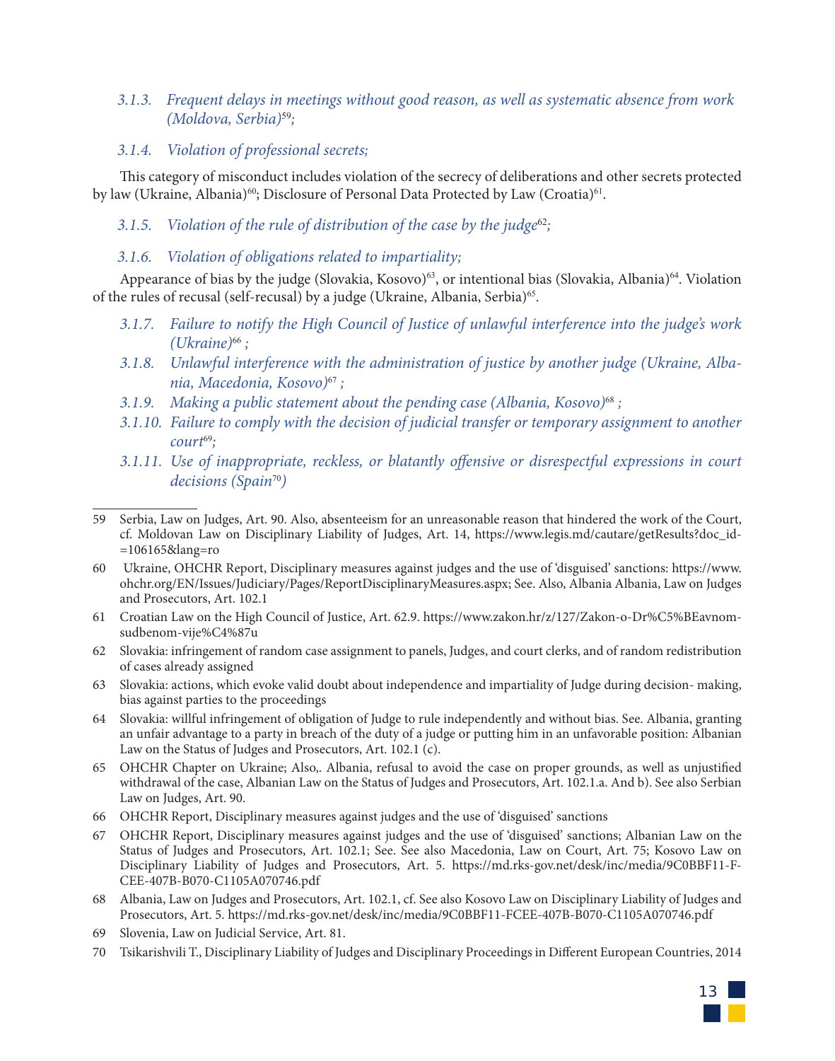*3.1.3. Frequent delays in meetings without good reason, as well as systematic absence from work (Moldova, Serbia)[59];*

*3.1.4. Violation of professional secrets;*

This category of misconduct includes violation of the secrecy of deliberations and other secrets protected by law (Ukraine, Albania)[60]; Disclosure of Personal Data Protected by Law (Croatia)[61].

*3.1.5. Violation of the rule of distribution of the case by the judge[62];*

*3.1.6. Violation of obligations related to impartiality;*

Appearance of bias by the judge (Slovakia, Kosovo)[63], or intentional bias (Slovakia, Albania)[64]. Violation of the rules of recusal (self-recusal) by a judge (Ukraine, Albania, Serbia)[65].

*3.1.7. Failure to notify the High Council of Justice of unlawful interference into the judge's work (Ukraine)[66] ;*

*3.1.8. Unlawful interference with the administration of justice by another judge (Ukraine, Albania, Macedonia, Kosovo)[67] ;*

*3.1.9. Making a public statement about the pending case (Albania, Kosovo)[68] ;*

*3.1.10. Failure to comply with the decision of judicial transfer or temporary assignment to another court[69];*

*3.1.11. Use of inappropriate, reckless, or blatantly offensive or disrespectful expressions in court decisions (Spain[70])*

---

59 Serbia, Law on Judges, Art. 90. Also, absenteeism for an unreasonable reason that hindered the work of the Court, cf. Moldovan Law on Disciplinary Liability of Judges, Art. 14, https://www.legis.md/cautare/getResults?doc_id==106165&lang=ro

60 Ukraine, OHCHR Report, Disciplinary measures against judges and the use of 'disguised' sanctions: https://www.ohchr.org/EN/Issues/Judiciary/Pages/ReportDisciplinaryMeasures.aspx; See. Also, Albania Albania, Law on Judges and Prosecutors, Art. 102.1

61 Croatian Law on the High Council of Justice, Art. 62.9. https://www.zakon.hr/z/127/Zakon-o-Dr%C5%BEavnom-sudbenom-vije%C4%87u

62 Slovakia: infringement of random case assignment to panels, Judges, and court clerks, and of random redistribution of cases already assigned

63 Slovakia: actions, which evoke valid doubt about independence and impartiality of Judge during decision- making, bias against parties to the proceedings

64 Slovakia: willful infringement of obligation of Judge to rule independently and without bias. See. Albania, granting an unfair advantage to a party in breach of the duty of a judge or putting him in an unfavorable position: Albanian Law on the Status of Judges and Prosecutors, Art. 102.1 (c).

65 OHCHR Chapter on Ukraine; Also,. Albania, refusal to avoid the case on proper grounds, as well as unjustified withdrawal of the case, Albanian Law on the Status of Judges and Prosecutors, Art. 102.1.a. And b). See also Serbian Law on Judges, Art. 90.

66 OHCHR Report, Disciplinary measures against judges and the use of 'disguised' sanctions

67 OHCHR Report, Disciplinary measures against judges and the use of 'disguised' sanctions; Albanian Law on the Status of Judges and Prosecutors, Art. 102.1; See. See also Macedonia, Law on Court, Art. 75; Kosovo Law on Disciplinary Liability of Judges and Prosecutors, Art. 5. https://md.rks-gov.net/desk/inc/media/9C0BBF11-F-CEE-407B-B070-C1105A070746.pdf

68 Albania, Law on Judges and Prosecutors, Art. 102.1, cf. See also Kosovo Law on Disciplinary Liability of Judges and Prosecutors, Art. 5. https://md.rks-gov.net/desk/inc/media/9C0BBF11-FCEE-407B-B070-C1105A070746.pdf

69 Slovenia, Law on Judicial Service, Art. 81.

70 Tsikarishvili T., Disciplinary Liability of Judges and Disciplinary Proceedings in Different European Countries, 2014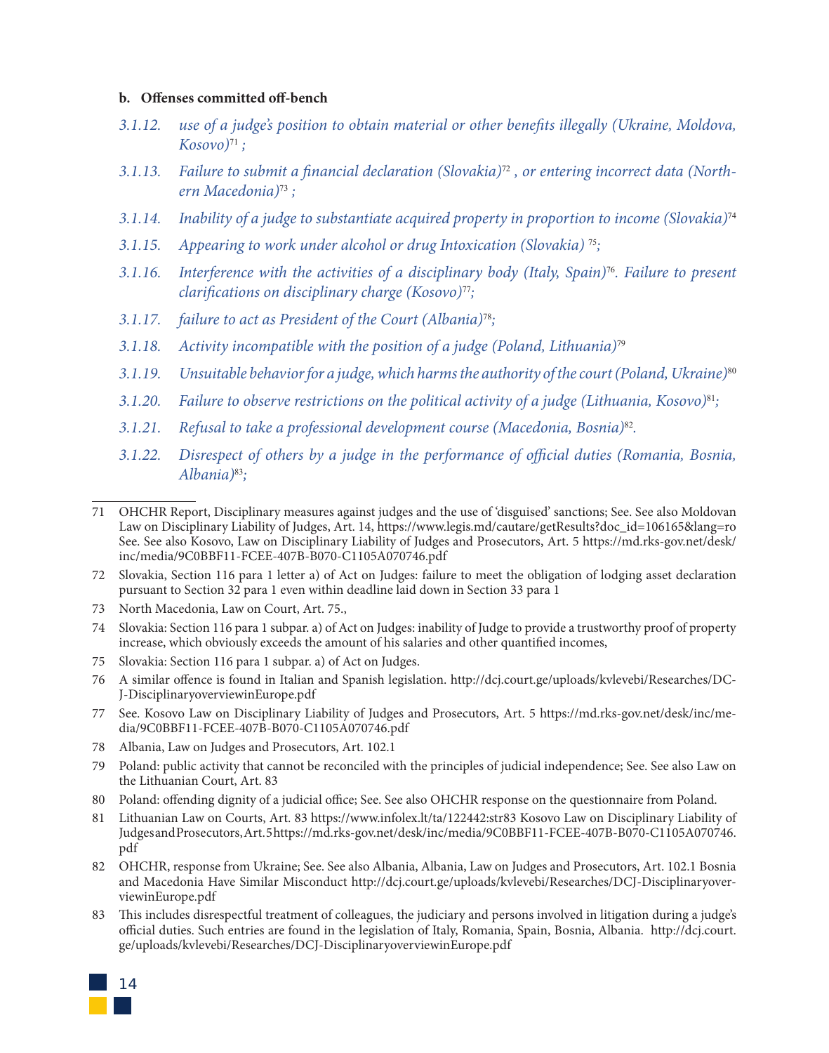**b. Offenses committed off-bench**

*3.1.12. use of a judge's position to obtain material or other benefits illegally (Ukraine, Moldova, Kosovo)*[71] *;*

*3.1.13. Failure to submit a financial declaration (Slovakia)*[72] *, or entering incorrect data (Northern Macedonia)*[73] *;*

*3.1.14. Inability of a judge to substantiate acquired property in proportion to income (Slovakia)*[74]

*3.1.15. Appearing to work under alcohol or drug Intoxication (Slovakia)* [75]*;*

*3.1.16. Interference with the activities of a disciplinary body (Italy, Spain)*[76]*. Failure to present clarifications on disciplinary charge (Kosovo)*[77]*;*

*3.1.17. failure to act as President of the Court (Albania)*[78]*;*

*3.1.18. Activity incompatible with the position of a judge (Poland, Lithuania)*[79]

*3.1.19. Unsuitable behavior for a judge, which harms the authority of the court (Poland, Ukraine)*[80]

*3.1.20. Failure to observe restrictions on the political activity of a judge (Lithuania, Kosovo)*[81]*;*

*3.1.21. Refusal to take a professional development course (Macedonia, Bosnia)*[82]*.*

*3.1.22. Disrespect of others by a judge in the performance of official duties (Romania, Bosnia, Albania)*[83]*;*

---

71 OHCHR Report, Disciplinary measures against judges and the use of 'disguised' sanctions; See. See also Moldovan Law on Disciplinary Liability of Judges, Art. 14, https://www.legis.md/cautare/getResults?doc_id=106165&lang=ro See. See also Kosovo, Law on Disciplinary Liability of Judges and Prosecutors, Art. 5 https://md.rks-gov.net/desk/inc/media/9C0BBF11-FCEE-407B-B070-C1105A070746.pdf

72 Slovakia, Section 116 para 1 letter a) of Act on Judges: failure to meet the obligation of lodging asset declaration pursuant to Section 32 para 1 even within deadline laid down in Section 33 para 1

73 North Macedonia, Law on Court, Art. 75.,

74 Slovakia: Section 116 para 1 subpar. a) of Act on Judges: inability of Judge to provide a trustworthy proof of property increase, which obviously exceeds the amount of his salaries and other quantified incomes,

75 Slovakia: Section 116 para 1 subpar. a) of Act on Judges.

76 A similar offence is found in Italian and Spanish legislation. http://dcj.court.ge/uploads/kvlevebi/Researches/DCJ-DisciplinaryoverviewinEurope.pdf

77 See. Kosovo Law on Disciplinary Liability of Judges and Prosecutors, Art. 5 https://md.rks-gov.net/desk/inc/media/9C0BBF11-FCEE-407B-B070-C1105A070746.pdf

78 Albania, Law on Judges and Prosecutors, Art. 102.1

79 Poland: public activity that cannot be reconciled with the principles of judicial independence; See. See also Law on the Lithuanian Court, Art. 83

80 Poland: offending dignity of a judicial office; See. See also OHCHR response on the questionnaire from Poland.

81 Lithuanian Law on Courts, Art. 83 https://www.infolex.lt/ta/122442:str83 Kosovo Law on Disciplinary Liability of Judges and Prosecutors, Art. 5 https://md.rks-gov.net/desk/inc/media/9C0BBF11-FCEE-407B-B070-C1105A070746.pdf

82 OHCHR, response from Ukraine; See. See also Albania, Albania, Law on Judges and Prosecutors, Art. 102.1 Bosnia and Macedonia Have Similar Misconduct http://dcj.court.ge/uploads/kvlevebi/Researches/DCJ-DisciplinaryoverviewinEurope.pdf

83 This includes disrespectful treatment of colleagues, the judiciary and persons involved in litigation during a judge's official duties. Such entries are found in the legislation of Italy, Romania, Spain, Bosnia, Albania. http://dcj.court.ge/uploads/kvlevebi/Researches/DCJ-DisciplinaryoverviewinEurope.pdf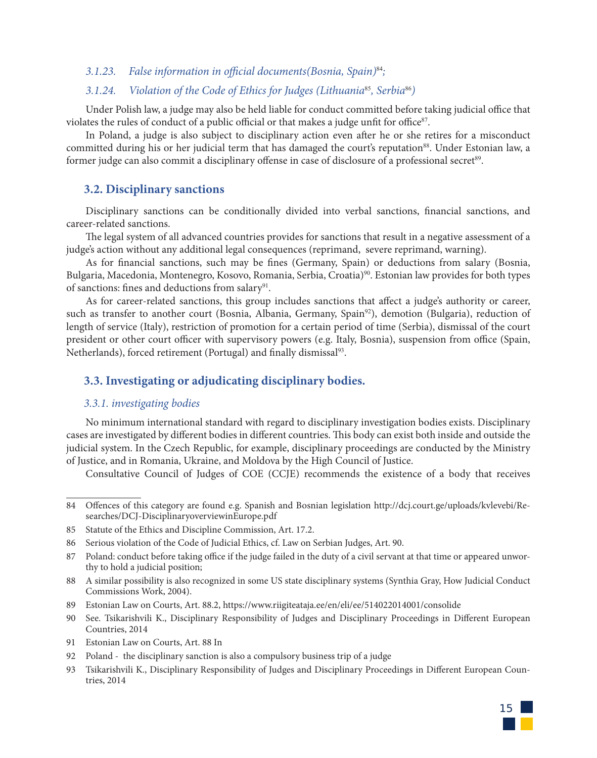*3.1.23. False information in official documents(Bosnia, Spain)[84];*

*3.1.24. Violation of the Code of Ethics for Judges (Lithuania[85], Serbia[86])*

Under Polish law, a judge may also be held liable for conduct committed before taking judicial office that violates the rules of conduct of a public official or that makes a judge unfit for office[87].

In Poland, a judge is also subject to disciplinary action even after he or she retires for a misconduct committed during his or her judicial term that has damaged the court's reputation[88]. Under Estonian law, a former judge can also commit a disciplinary offense in case of disclosure of a professional secret[89].

## 3.2. Disciplinary sanctions

Disciplinary sanctions can be conditionally divided into verbal sanctions, financial sanctions, and career-related sanctions.

The legal system of all advanced countries provides for sanctions that result in a negative assessment of a judge's action without any additional legal consequences (reprimand, severe reprimand, warning).

As for financial sanctions, such may be fines (Germany, Spain) or deductions from salary (Bosnia, Bulgaria, Macedonia, Montenegro, Kosovo, Romania, Serbia, Croatia)[90]. Estonian law provides for both types of sanctions: fines and deductions from salary[91].

As for career-related sanctions, this group includes sanctions that affect a judge's authority or career, such as transfer to another court (Bosnia, Albania, Germany, Spain[92]), demotion (Bulgaria), reduction of length of service (Italy), restriction of promotion for a certain period of time (Serbia), dismissal of the court president or other court officer with supervisory powers (e.g. Italy, Bosnia), suspension from office (Spain, Netherlands), forced retirement (Portugal) and finally dismissal[93].

## 3.3. Investigating or adjudicating disciplinary bodies.

### *3.3.1. investigating bodies*

No minimum international standard with regard to disciplinary investigation bodies exists. Disciplinary cases are investigated by different bodies in different countries. This body can exist both inside and outside the judicial system. In the Czech Republic, for example, disciplinary proceedings are conducted by the Ministry of Justice, and in Romania, Ukraine, and Moldova by the High Council of Justice.

Consultative Council of Judges of COE (CCJE) recommends the existence of a body that receives

---

84 Offences of this category are found e.g. Spanish and Bosnian legislation http://dcj.court.ge/uploads/kvlevebi/Researches/DCJ-DisciplinaryoverviewinEurope.pdf

85 Statute of the Ethics and Discipline Commission, Art. 17.2.

86 Serious violation of the Code of Judicial Ethics, cf. Law on Serbian Judges, Art. 90.

87 Poland: conduct before taking office if the judge failed in the duty of a civil servant at that time or appeared unworthy to hold a judicial position;

88 A similar possibility is also recognized in some US state disciplinary systems (Synthia Gray, How Judicial Conduct Commissions Work, 2004).

89 Estonian Law on Courts, Art. 88.2, https://www.riigiteataja.ee/en/eli/ee/514022014001/consolide

90 See. Tsikarishvili K., Disciplinary Responsibility of Judges and Disciplinary Proceedings in Different European Countries, 2014

91 Estonian Law on Courts, Art. 88 In

92 Poland - the disciplinary sanction is also a compulsory business trip of a judge

93 Tsikarishvili K., Disciplinary Responsibility of Judges and Disciplinary Proceedings in Different European Countries, 2014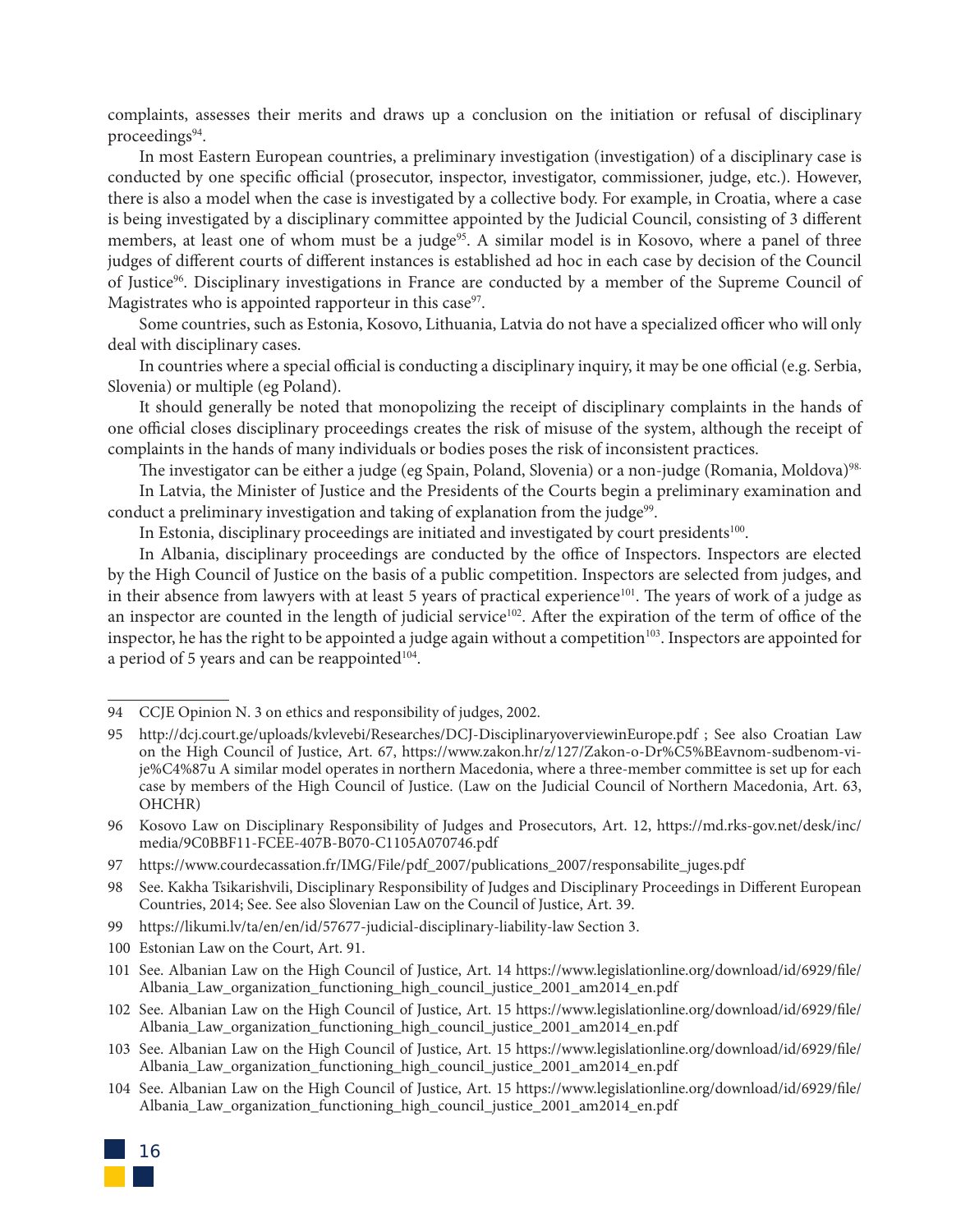complaints, assesses their merits and draws up a conclusion on the initiation or refusal of disciplinary proceedings[94].

In most Eastern European countries, a preliminary investigation (investigation) of a disciplinary case is conducted by one specific official (prosecutor, inspector, investigator, commissioner, judge, etc.). However, there is also a model when the case is investigated by a collective body. For example, in Croatia, where a case is being investigated by a disciplinary committee appointed by the Judicial Council, consisting of 3 different members, at least one of whom must be a judge[95]. A similar model is in Kosovo, where a panel of three judges of different courts of different instances is established ad hoc in each case by decision of the Council of Justice[96]. Disciplinary investigations in France are conducted by a member of the Supreme Council of Magistrates who is appointed rapporteur in this case[97].

Some countries, such as Estonia, Kosovo, Lithuania, Latvia do not have a specialized officer who will only deal with disciplinary cases.

In countries where a special official is conducting a disciplinary inquiry, it may be one official (e.g. Serbia, Slovenia) or multiple (eg Poland).

It should generally be noted that monopolizing the receipt of disciplinary complaints in the hands of one official closes disciplinary proceedings creates the risk of misuse of the system, although the receipt of complaints in the hands of many individuals or bodies poses the risk of inconsistent practices.

The investigator can be either a judge (eg Spain, Poland, Slovenia) or a non-judge (Romania, Moldova)[98].

In Latvia, the Minister of Justice and the Presidents of the Courts begin a preliminary examination and conduct a preliminary investigation and taking of explanation from the judge[99].

In Estonia, disciplinary proceedings are initiated and investigated by court presidents[100].

In Albania, disciplinary proceedings are conducted by the office of Inspectors. Inspectors are elected by the High Council of Justice on the basis of a public competition. Inspectors are selected from judges, and in their absence from lawyers with at least 5 years of practical experience[101]. The years of work of a judge as an inspector are counted in the length of judicial service[102]. After the expiration of the term of office of the inspector, he has the right to be appointed a judge again without a competition[103]. Inspectors are appointed for a period of 5 years and can be reappointed[104].

---

94 CCJE Opinion N. 3 on ethics and responsibility of judges, 2002.

95 http://dcj.court.ge/uploads/kvlevebi/Researches/DCJ-DisciplinaryoverviewinEurope.pdf ; See also Croatian Law on the High Council of Justice, Art. 67, https://www.zakon.hr/z/127/Zakon-o-Dr%C5%BEavnom-sudbenom-vije%C4%87u A similar model operates in northern Macedonia, where a three-member committee is set up for each case by members of the High Council of Justice. (Law on the Judicial Council of Northern Macedonia, Art. 63, OHCHR)

96 Kosovo Law on Disciplinary Responsibility of Judges and Prosecutors, Art. 12, https://md.rks-gov.net/desk/inc/media/9C0BBF11-FCEE-407B-B070-C1105A070746.pdf

97 https://www.courdecassation.fr/IMG/File/pdf_2007/publications_2007/responsabilite_juges.pdf

98 See. Kakha Tsikarishvili, Disciplinary Responsibility of Judges and Disciplinary Proceedings in Different European Countries, 2014; See. See also Slovenian Law on the Council of Justice, Art. 39.

99 https://likumi.lv/ta/en/en/id/57677-judicial-disciplinary-liability-law Section 3.

100 Estonian Law on the Court, Art. 91.

101 See. Albanian Law on the High Council of Justice, Art. 14 https://www.legislationline.org/download/id/6929/file/Albania_Law_organization_functioning_high_council_justice_2001_am2014_en.pdf

102 See. Albanian Law on the High Council of Justice, Art. 15 https://www.legislationline.org/download/id/6929/file/Albania_Law_organization_functioning_high_council_justice_2001_am2014_en.pdf

103 See. Albanian Law on the High Council of Justice, Art. 15 https://www.legislationline.org/download/id/6929/file/Albania_Law_organization_functioning_high_council_justice_2001_am2014_en.pdf

104 See. Albanian Law on the High Council of Justice, Art. 15 https://www.legislationline.org/download/id/6929/file/Albania_Law_organization_functioning_high_council_justice_2001_am2014_en.pdf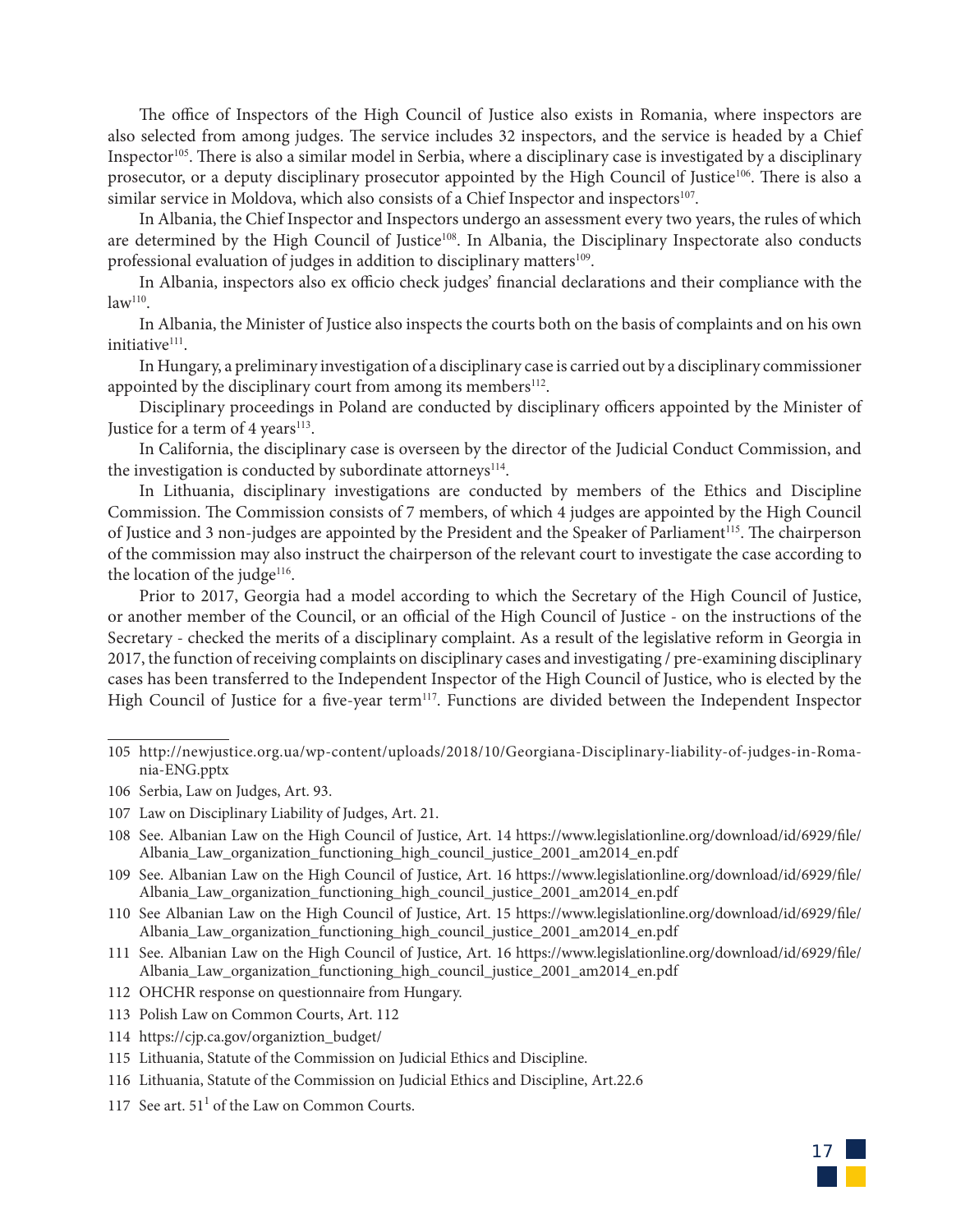The office of Inspectors of the High Council of Justice also exists in Romania, where inspectors are also selected from among judges. The service includes 32 inspectors, and the service is headed by a Chief Inspector[105]. There is also a similar model in Serbia, where a disciplinary case is investigated by a disciplinary prosecutor, or a deputy disciplinary prosecutor appointed by the High Council of Justice[106]. There is also a similar service in Moldova, which also consists of a Chief Inspector and inspectors[107].

In Albania, the Chief Inspector and Inspectors undergo an assessment every two years, the rules of which are determined by the High Council of Justice[108]. In Albania, the Disciplinary Inspectorate also conducts professional evaluation of judges in addition to disciplinary matters[109].

In Albania, inspectors also ex officio check judges' financial declarations and their compliance with the law[110].

In Albania, the Minister of Justice also inspects the courts both on the basis of complaints and on his own initiative[111].

In Hungary, a preliminary investigation of a disciplinary case is carried out by a disciplinary commissioner appointed by the disciplinary court from among its members[112].

Disciplinary proceedings in Poland are conducted by disciplinary officers appointed by the Minister of Justice for a term of 4 years[113].

In California, the disciplinary case is overseen by the director of the Judicial Conduct Commission, and the investigation is conducted by subordinate attorneys[114].

In Lithuania, disciplinary investigations are conducted by members of the Ethics and Discipline Commission. The Commission consists of 7 members, of which 4 judges are appointed by the High Council of Justice and 3 non-judges are appointed by the President and the Speaker of Parliament[115]. The chairperson of the commission may also instruct the chairperson of the relevant court to investigate the case according to the location of the judge[116].

Prior to 2017, Georgia had a model according to which the Secretary of the High Council of Justice, or another member of the Council, or an official of the High Council of Justice - on the instructions of the Secretary - checked the merits of a disciplinary complaint. As a result of the legislative reform in Georgia in 2017, the function of receiving complaints on disciplinary cases and investigating / pre-examining disciplinary cases has been transferred to the Independent Inspector of the High Council of Justice, who is elected by the High Council of Justice for a five-year term[117]. Functions are divided between the Independent Inspector

---

105 http://newjustice.org.ua/wp-content/uploads/2018/10/Georgiana-Disciplinary-liability-of-judges-in-Romania-ENG.pptx

106 Serbia, Law on Judges, Art. 93.

107 Law on Disciplinary Liability of Judges, Art. 21.

108 See. Albanian Law on the High Council of Justice, Art. 14 https://www.legislationline.org/download/id/6929/file/Albania_Law_organization_functioning_high_council_justice_2001_am2014_en.pdf

109 See. Albanian Law on the High Council of Justice, Art. 16 https://www.legislationline.org/download/id/6929/file/Albania_Law_organization_functioning_high_council_justice_2001_am2014_en.pdf

110 See Albanian Law on the High Council of Justice, Art. 15 https://www.legislationline.org/download/id/6929/file/Albania_Law_organization_functioning_high_council_justice_2001_am2014_en.pdf

111 See. Albanian Law on the High Council of Justice, Art. 16 https://www.legislationline.org/download/id/6929/file/Albania_Law_organization_functioning_high_council_justice_2001_am2014_en.pdf

112 OHCHR response on questionnaire from Hungary.

113 Polish Law on Common Courts, Art. 112

114 https://cjp.ca.gov/organiztion_budget/

115 Lithuania, Statute of the Commission on Judicial Ethics and Discipline.

116 Lithuania, Statute of the Commission on Judicial Ethics and Discipline, Art.22.6

117 See art. $51^1$ of the Law on Common Courts.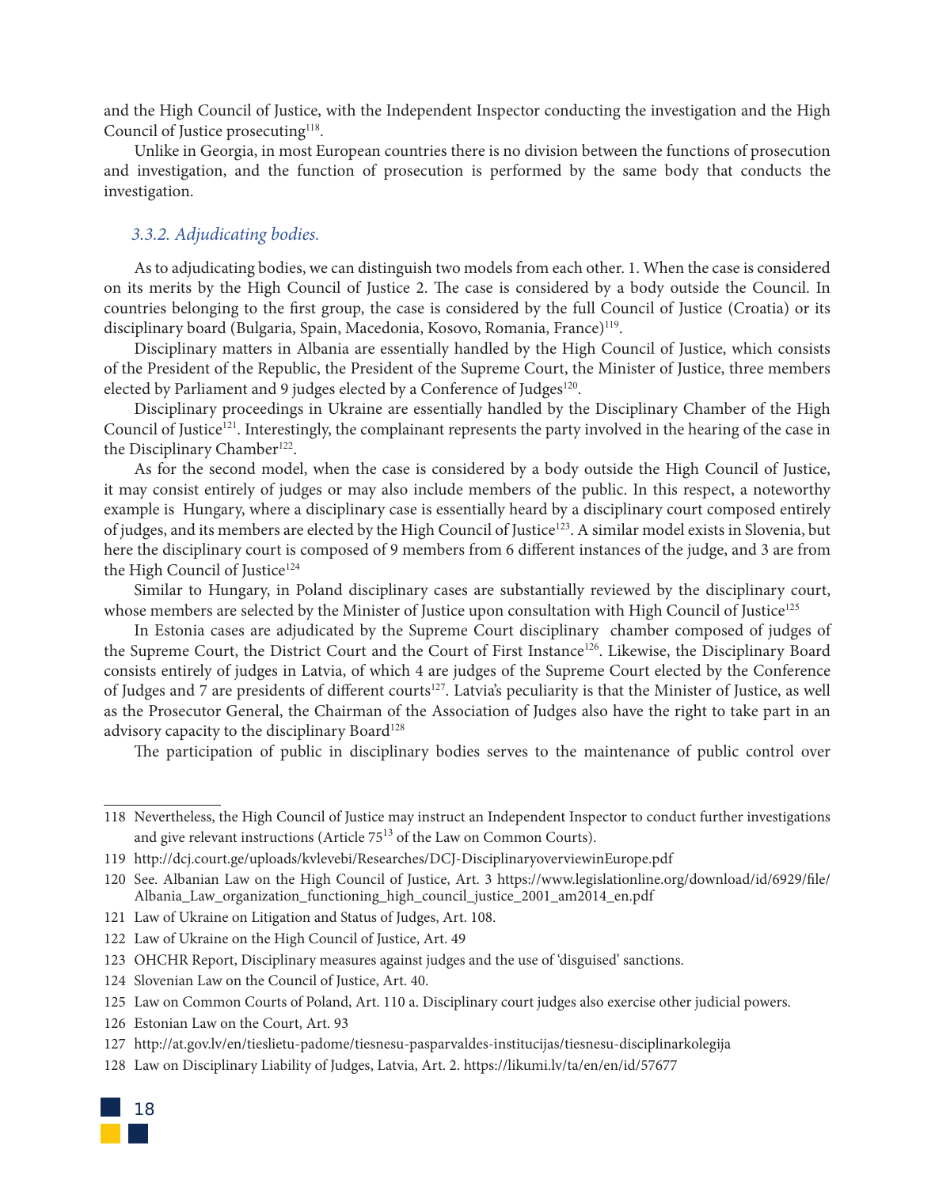and the High Council of Justice, with the Independent Inspector conducting the investigation and the High Council of Justice prosecuting[118].

Unlike in Georgia, in most European countries there is no division between the functions of prosecution and investigation, and the function of prosecution is performed by the same body that conducts the investigation.

### *3.3.2. Adjudicating bodies.*

As to adjudicating bodies, we can distinguish two models from each other. 1. When the case is considered on its merits by the High Council of Justice 2. The case is considered by a body outside the Council. In countries belonging to the first group, the case is considered by the full Council of Justice (Croatia) or its disciplinary board (Bulgaria, Spain, Macedonia, Kosovo, Romania, France)[119].

Disciplinary matters in Albania are essentially handled by the High Council of Justice, which consists of the President of the Republic, the President of the Supreme Court, the Minister of Justice, three members elected by Parliament and 9 judges elected by a Conference of Judges[120].

Disciplinary proceedings in Ukraine are essentially handled by the Disciplinary Chamber of the High Council of Justice[121]. Interestingly, the complainant represents the party involved in the hearing of the case in the Disciplinary Chamber[122].

As for the second model, when the case is considered by a body outside the High Council of Justice, it may consist entirely of judges or may also include members of the public. In this respect, a noteworthy example is Hungary, where a disciplinary case is essentially heard by a disciplinary court composed entirely of judges, and its members are elected by the High Council of Justice[123]. A similar model exists in Slovenia, but here the disciplinary court is composed of 9 members from 6 different instances of the judge, and 3 are from the High Council of Justice[124]

Similar to Hungary, in Poland disciplinary cases are substantially reviewed by the disciplinary court, whose members are selected by the Minister of Justice upon consultation with High Council of Justice[125]

In Estonia cases are adjudicated by the Supreme Court disciplinary chamber composed of judges of the Supreme Court, the District Court and the Court of First Instance[126]. Likewise, the Disciplinary Board consists entirely of judges in Latvia, of which 4 are judges of the Supreme Court elected by the Conference of Judges and 7 are presidents of different courts[127]. Latvia's peculiarity is that the Minister of Justice, as well as the Prosecutor General, the Chairman of the Association of Judges also have the right to take part in an advisory capacity to the disciplinary Board[128]

The participation of public in disciplinary bodies serves to the maintenance of public control over

---

118 Nevertheless, the High Council of Justice may instruct an Independent Inspector to conduct further investigations and give relevant instructions (Article 75[13] of the Law on Common Courts).

119 http://dcj.court.ge/uploads/kvlevebi/Researches/DCJ-DisciplinaryoverviewinEurope.pdf

120 See. Albanian Law on the High Council of Justice, Art. 3 https://www.legislationline.org/download/id/6929/file/Albania_Law_organization_functioning_high_council_justice_2001_am2014_en.pdf

121 Law of Ukraine on Litigation and Status of Judges, Art. 108.

122 Law of Ukraine on the High Council of Justice, Art. 49

123 OHCHR Report, Disciplinary measures against judges and the use of 'disguised' sanctions.

124 Slovenian Law on the Council of Justice, Art. 40.

125 Law on Common Courts of Poland, Art. 110 a. Disciplinary court judges also exercise other judicial powers.

126 Estonian Law on the Court, Art. 93

127 http://at.gov.lv/en/tieslietu-padome/tiesnesu-pasparvaldes-institucijas/tiesnesu-disciplinarkolegija

128 Law on Disciplinary Liability of Judges, Latvia, Art. 2. https://likumi.lv/ta/en/en/id/57677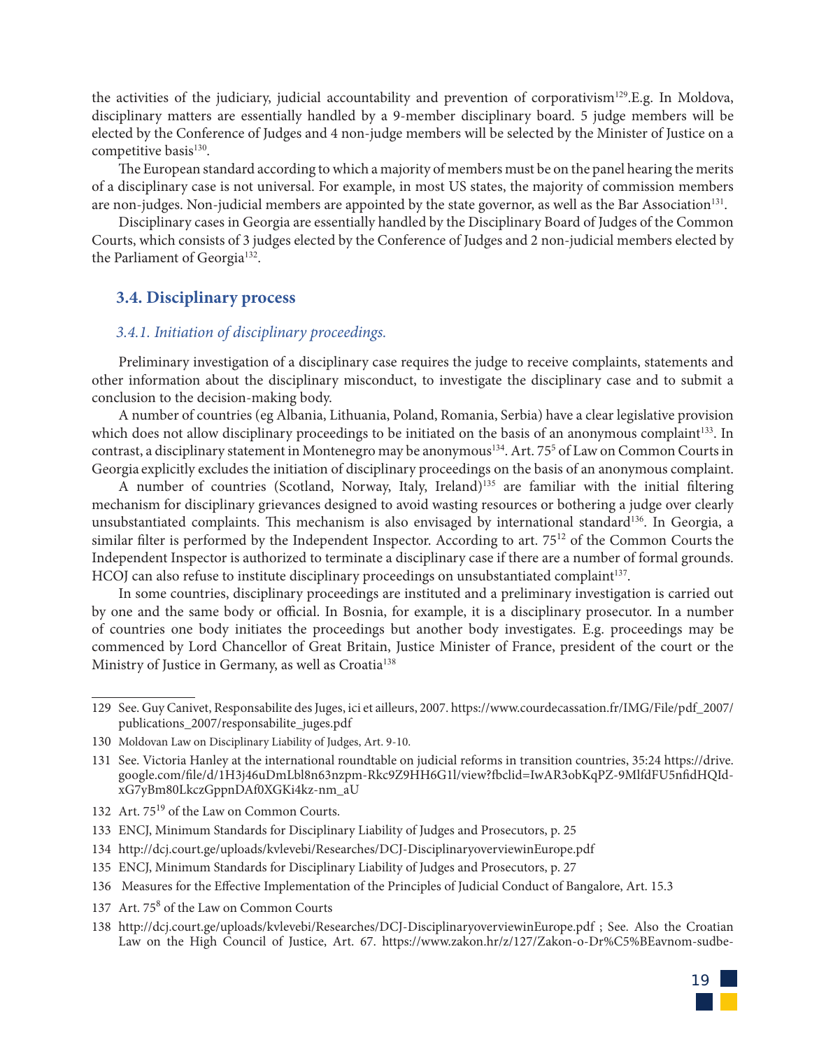the activities of the judiciary, judicial accountability and prevention of corporativism[129].E.g. In Moldova, disciplinary matters are essentially handled by a 9-member disciplinary board. 5 judge members will be elected by the Conference of Judges and 4 non-judge members will be selected by the Minister of Justice on a competitive basis[130].

The European standard according to which a majority of members must be on the panel hearing the merits of a disciplinary case is not universal. For example, in most US states, the majority of commission members are non-judges. Non-judicial members are appointed by the state governor, as well as the Bar Association[131].

Disciplinary cases in Georgia are essentially handled by the Disciplinary Board of Judges of the Common Courts, which consists of 3 judges elected by the Conference of Judges and 2 non-judicial members elected by the Parliament of Georgia[132].

## 3.4. Disciplinary process

### *3.4.1. Initiation of disciplinary proceedings.*

Preliminary investigation of a disciplinary case requires the judge to receive complaints, statements and other information about the disciplinary misconduct, to investigate the disciplinary case and to submit a conclusion to the decision-making body.

A number of countries (eg Albania, Lithuania, Poland, Romania, Serbia) have a clear legislative provision which does not allow disciplinary proceedings to be initiated on the basis of an anonymous complaint[133]. In contrast, a disciplinary statement in Montenegro may be anonymous[134]. Art. $75^5$ of Law on Common Courts in Georgia explicitly excludes the initiation of disciplinary proceedings on the basis of an anonymous complaint.

A number of countries (Scotland, Norway, Italy, Ireland)[135] are familiar with the initial filtering mechanism for disciplinary grievances designed to avoid wasting resources or bothering a judge over clearly unsubstantiated complaints. This mechanism is also envisaged by international standard[136]. In Georgia, a similar filter is performed by the Independent Inspector. According to art. $75^{12}$ of the Common Courts the Independent Inspector is authorized to terminate a disciplinary case if there are a number of formal grounds. HCOJ can also refuse to institute disciplinary proceedings on unsubstantiated complaint[137].

In some countries, disciplinary proceedings are instituted and a preliminary investigation is carried out by one and the same body or official. In Bosnia, for example, it is a disciplinary prosecutor. In a number of countries one body initiates the proceedings but another body investigates. E.g. proceedings may be commenced by Lord Chancellor of Great Britain, Justice Minister of France, president of the court or the Ministry of Justice in Germany, as well as Croatia[138]

---

129 See. Guy Canivet, Responsabilite des Juges, ici et ailleurs, 2007. https://www.courdecassation.fr/IMG/File/pdf_2007/publications_2007/responsabilite_juges.pdf

130 Moldovan Law on Disciplinary Liability of Judges, Art. 9-10.

131 See. Victoria Hanley at the international roundtable on judicial reforms in transition countries, 35:24 https://drive.google.com/file/d/1H3j46uDmLbl8n63nzpm-Rkc9Z9HH6G1l/view?fbclid=IwAR3obKqPZ-9MlfdFU5nfidHQId-xG7yBm80LkczGppnDAf0XGKi4kz-nm_aU

132 Art. $75^{19}$ of the Law on Common Courts.

133 ENCJ, Minimum Standards for Disciplinary Liability of Judges and Prosecutors, p. 25

134 http://dcj.court.ge/uploads/kvlevebi/Researches/DCJ-DisciplinaryoverviewinEurope.pdf

135 ENCJ, Minimum Standards for Disciplinary Liability of Judges and Prosecutors, p. 27

136 Measures for the Effective Implementation of the Principles of Judicial Conduct of Bangalore, Art. 15.3

137 Art. $75^8$ of the Law on Common Courts

138 http://dcj.court.ge/uploads/kvlevebi/Researches/DCJ-DisciplinaryoverviewinEurope.pdf ; See. Also the Croatian Law on the High Council of Justice, Art. 67. https://www.zakon.hr/z/127/Zakon-o-Dr%C5%BEavnom-sudbe-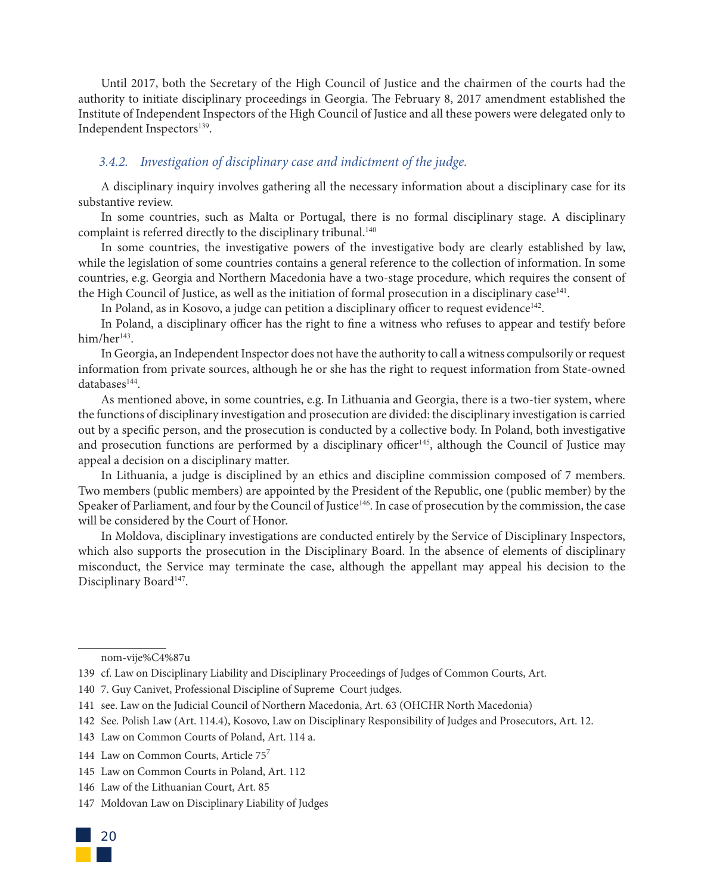Until 2017, both the Secretary of the High Council of Justice and the chairmen of the courts had the authority to initiate disciplinary proceedings in Georgia. The February 8, 2017 amendment established the Institute of Independent Inspectors of the High Council of Justice and all these powers were delegated only to Independent Inspectors[139].

### *3.4.2. Investigation of disciplinary case and indictment of the judge.*

A disciplinary inquiry involves gathering all the necessary information about a disciplinary case for its substantive review.

In some countries, such as Malta or Portugal, there is no formal disciplinary stage. A disciplinary complaint is referred directly to the disciplinary tribunal.[140]

In some countries, the investigative powers of the investigative body are clearly established by law, while the legislation of some countries contains a general reference to the collection of information. In some countries, e.g. Georgia and Northern Macedonia have a two-stage procedure, which requires the consent of the High Council of Justice, as well as the initiation of formal prosecution in a disciplinary case[141].

In Poland, as in Kosovo, a judge can petition a disciplinary officer to request evidence[142].

In Poland, a disciplinary officer has the right to fine a witness who refuses to appear and testify before him/her[143].

In Georgia, an Independent Inspector does not have the authority to call a witness compulsorily or request information from private sources, although he or she has the right to request information from State-owned databases[144].

As mentioned above, in some countries, e.g. In Lithuania and Georgia, there is a two-tier system, where the functions of disciplinary investigation and prosecution are divided: the disciplinary investigation is carried out by a specific person, and the prosecution is conducted by a collective body. In Poland, both investigative and prosecution functions are performed by a disciplinary officer[145], although the Council of Justice may appeal a decision on a disciplinary matter.

In Lithuania, a judge is disciplined by an ethics and discipline commission composed of 7 members. Two members (public members) are appointed by the President of the Republic, one (public member) by the Speaker of Parliament, and four by the Council of Justice[146]. In case of prosecution by the commission, the case will be considered by the Court of Honor.

In Moldova, disciplinary investigations are conducted entirely by the Service of Disciplinary Inspectors, which also supports the prosecution in the Disciplinary Board. In the absence of elements of disciplinary misconduct, the Service may terminate the case, although the appellant may appeal his decision to the Disciplinary Board[147].

---

nom-vije%C4%87u

139 cf. Law on Disciplinary Liability and Disciplinary Proceedings of Judges of Common Courts, Art.

140 7. Guy Canivet, Professional Discipline of Supreme Court judges.

141 see. Law on the Judicial Council of Northern Macedonia, Art. 63 (OHCHR North Macedonia)

142 See. Polish Law (Art. 114.4), Kosovo, Law on Disciplinary Responsibility of Judges and Prosecutors, Art. 12.

143 Law on Common Courts of Poland, Art. 114 a.

144 Law on Common Courts, Article $75^7$

145 Law on Common Courts in Poland, Art. 112

146 Law of the Lithuanian Court, Art. 85

147 Moldovan Law on Disciplinary Liability of Judges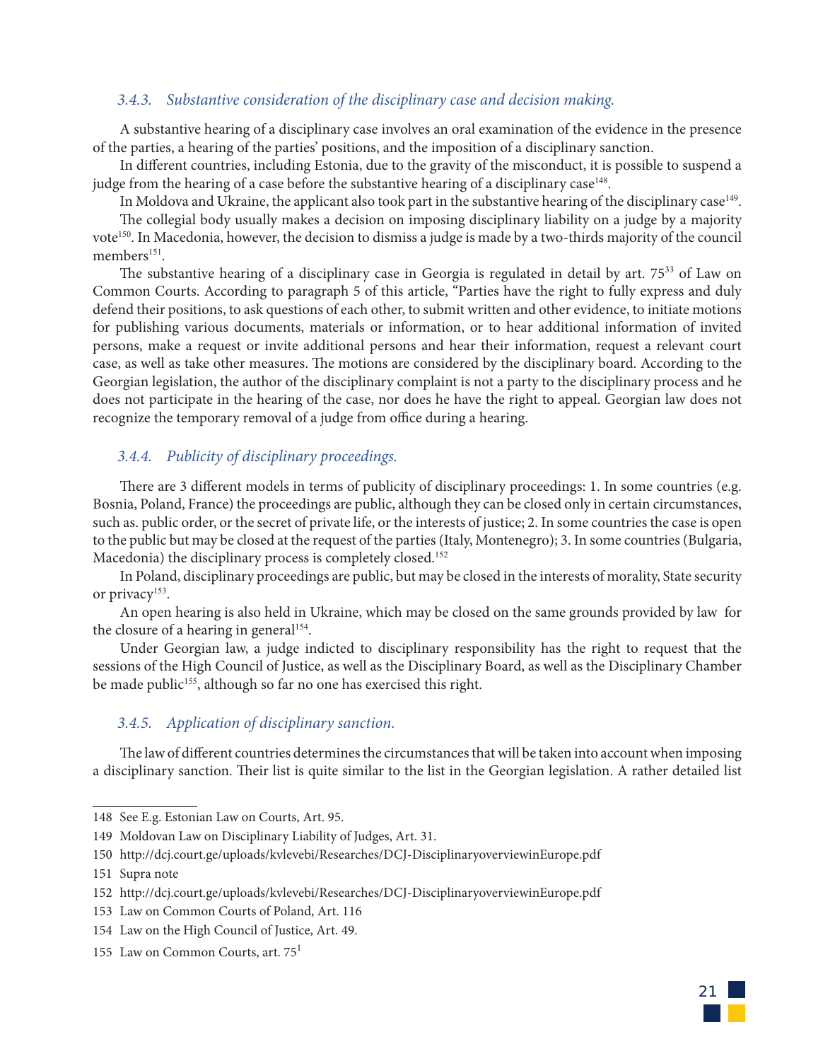### *3.4.3. Substantive consideration of the disciplinary case and decision making.*

A substantive hearing of a disciplinary case involves an oral examination of the evidence in the presence of the parties, a hearing of the parties' positions, and the imposition of a disciplinary sanction.

In different countries, including Estonia, due to the gravity of the misconduct, it is possible to suspend a judge from the hearing of a case before the substantive hearing of a disciplinary case[148].

In Moldova and Ukraine, the applicant also took part in the substantive hearing of the disciplinary case[149].

The collegial body usually makes a decision on imposing disciplinary liability on a judge by a majority vote[150]. In Macedonia, however, the decision to dismiss a judge is made by a two-thirds majority of the council members[151].

The substantive hearing of a disciplinary case in Georgia is regulated in detail by art. $75^{33}$ of Law on Common Courts. According to paragraph 5 of this article, "Parties have the right to fully express and duly defend their positions, to ask questions of each other, to submit written and other evidence, to initiate motions for publishing various documents, materials or information, or to hear additional information of invited persons, make a request or invite additional persons and hear their information, request a relevant court case, as well as take other measures. The motions are considered by the disciplinary board. According to the Georgian legislation, the author of the disciplinary complaint is not a party to the disciplinary process and he does not participate in the hearing of the case, nor does he have the right to appeal. Georgian law does not recognize the temporary removal of a judge from office during a hearing.

### *3.4.4. Publicity of disciplinary proceedings.*

There are 3 different models in terms of publicity of disciplinary proceedings: 1. In some countries (e.g. Bosnia, Poland, France) the proceedings are public, although they can be closed only in certain circumstances, such as. public order, or the secret of private life, or the interests of justice; 2. In some countries the case is open to the public but may be closed at the request of the parties (Italy, Montenegro); 3. In some countries (Bulgaria, Macedonia) the disciplinary process is completely closed.[152]

In Poland, disciplinary proceedings are public, but may be closed in the interests of morality, State security or privacy[153].

An open hearing is also held in Ukraine, which may be closed on the same grounds provided by law for the closure of a hearing in general[154].

Under Georgian law, a judge indicted to disciplinary responsibility has the right to request that the sessions of the High Council of Justice, as well as the Disciplinary Board, as well as the Disciplinary Chamber be made public[155], although so far no one has exercised this right.

### *3.4.5. Application of disciplinary sanction.*

The law of different countries determines the circumstances that will be taken into account when imposing a disciplinary sanction. Their list is quite similar to the list in the Georgian legislation. A rather detailed list

---

148 See E.g. Estonian Law on Courts, Art. 95.

149 Moldovan Law on Disciplinary Liability of Judges, Art. 31.

150 http://dcj.court.ge/uploads/kvlevebi/Researches/DCJ-DisciplinaryoverviewinEurope.pdf

151 Supra note

152 http://dcj.court.ge/uploads/kvlevebi/Researches/DCJ-DisciplinaryoverviewinEurope.pdf

153 Law on Common Courts of Poland, Art. 116

154 Law on the High Council of Justice, Art. 49.

155 Law on Common Courts, art. $75^1$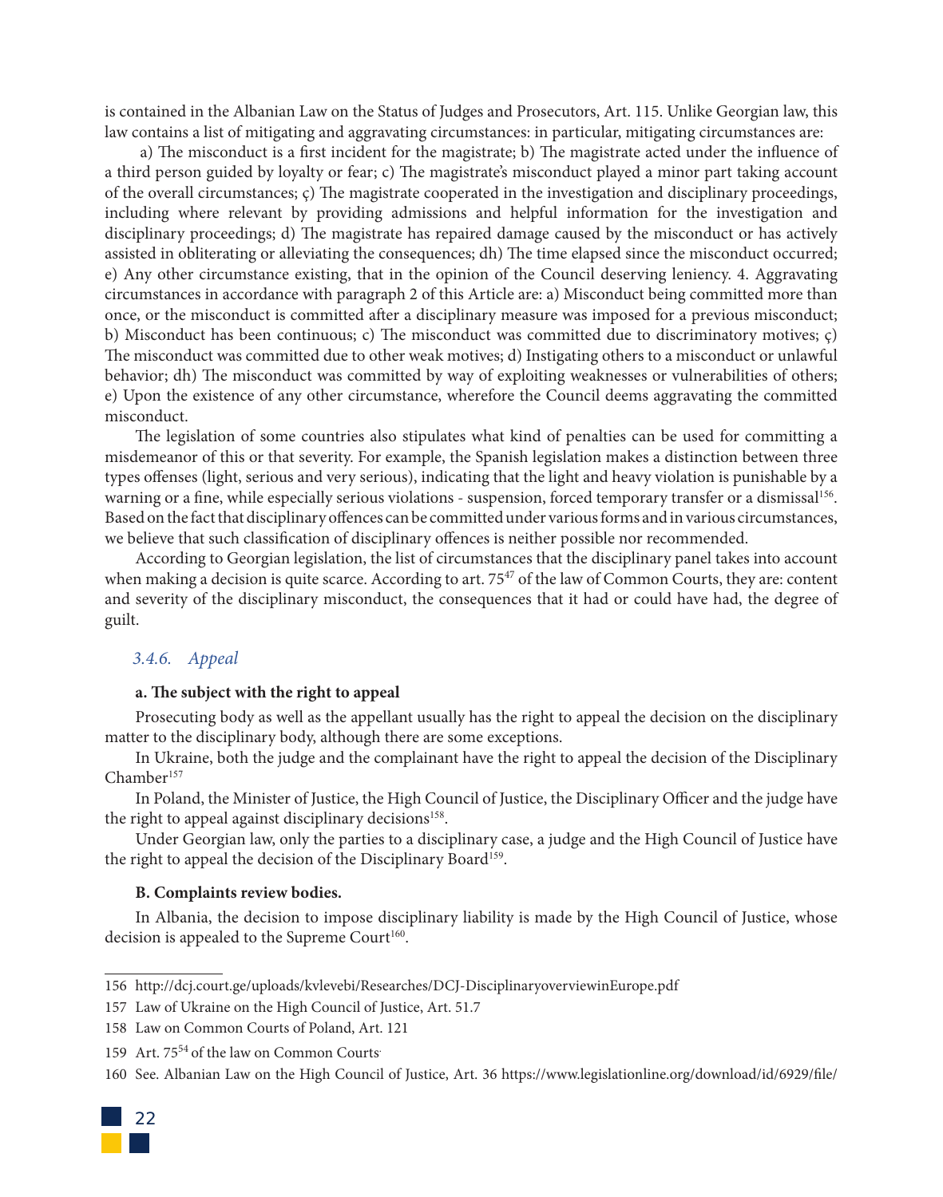is contained in the Albanian Law on the Status of Judges and Prosecutors, Art. 115. Unlike Georgian law, this law contains a list of mitigating and aggravating circumstances: in particular, mitigating circumstances are:

a) The misconduct is a first incident for the magistrate; b) The magistrate acted under the influence of a third person guided by loyalty or fear; c) The magistrate's misconduct played a minor part taking account of the overall circumstances; ç) The magistrate cooperated in the investigation and disciplinary proceedings, including where relevant by providing admissions and helpful information for the investigation and disciplinary proceedings; d) The magistrate has repaired damage caused by the misconduct or has actively assisted in obliterating or alleviating the consequences; dh) The time elapsed since the misconduct occurred; e) Any other circumstance existing, that in the opinion of the Council deserving leniency. 4. Aggravating circumstances in accordance with paragraph 2 of this Article are: a) Misconduct being committed more than once, or the misconduct is committed after a disciplinary measure was imposed for a previous misconduct; b) Misconduct has been continuous; c) The misconduct was committed due to discriminatory motives; ç) The misconduct was committed due to other weak motives; d) Instigating others to a misconduct or unlawful behavior; dh) The misconduct was committed by way of exploiting weaknesses or vulnerabilities of others; e) Upon the existence of any other circumstance, wherefore the Council deems aggravating the committed misconduct.

The legislation of some countries also stipulates what kind of penalties can be used for committing a misdemeanor of this or that severity. For example, the Spanish legislation makes a distinction between three types offenses (light, serious and very serious), indicating that the light and heavy violation is punishable by a warning or a fine, while especially serious violations - suspension, forced temporary transfer or a dismissal[156]. Based on the fact that disciplinary offences can be committed under various forms and in various circumstances, we believe that such classification of disciplinary offences is neither possible nor recommended.

According to Georgian legislation, the list of circumstances that the disciplinary panel takes into account when making a decision is quite scarce. According to art. $75^{47}$ of the law of Common Courts, they are: content and severity of the disciplinary misconduct, the consequences that it had or could have had, the degree of guilt.

### *3.4.6. Appeal*

**a. The subject with the right to appeal**

Prosecuting body as well as the appellant usually has the right to appeal the decision on the disciplinary matter to the disciplinary body, although there are some exceptions.

In Ukraine, both the judge and the complainant have the right to appeal the decision of the Disciplinary Chamber[157]

In Poland, the Minister of Justice, the High Council of Justice, the Disciplinary Officer and the judge have the right to appeal against disciplinary decisions[158].

Under Georgian law, only the parties to a disciplinary case, a judge and the High Council of Justice have the right to appeal the decision of the Disciplinary Board[159].

**B. Complaints review bodies.**

In Albania, the decision to impose disciplinary liability is made by the High Council of Justice, whose decision is appealed to the Supreme Court[160].

---

156 http://dcj.court.ge/uploads/kvlevebi/Researches/DCJ-DisciplinaryoverviewinEurope.pdf

157 Law of Ukraine on the High Council of Justice, Art. 51.7

158 Law on Common Courts of Poland, Art. 121

159 Art. $75^{54}$ of the law on Common Courts.

160 See. Albanian Law on the High Council of Justice, Art. 36 https://www.legislationline.org/download/id/6929/file/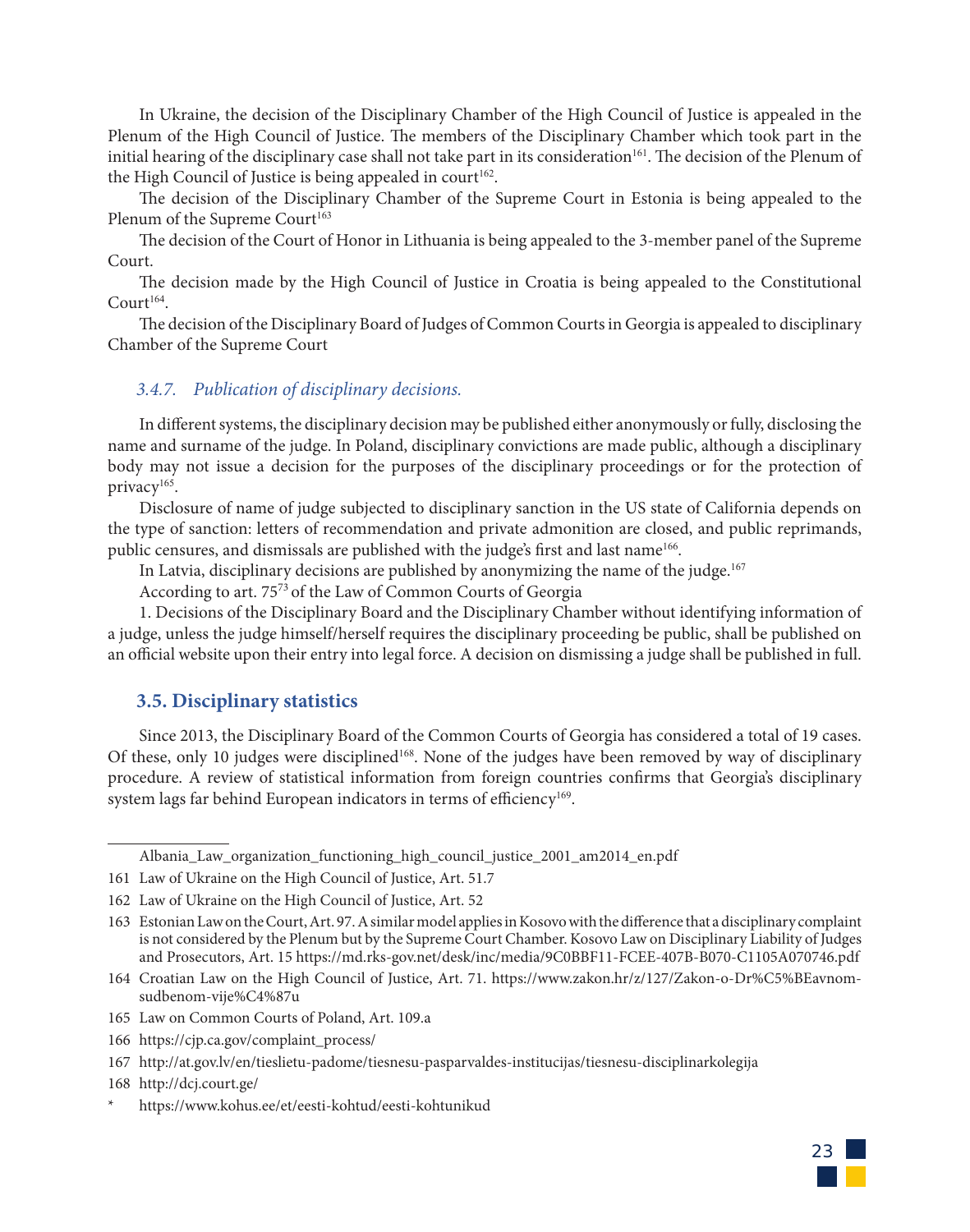In Ukraine, the decision of the Disciplinary Chamber of the High Council of Justice is appealed in the Plenum of the High Council of Justice. The members of the Disciplinary Chamber which took part in the initial hearing of the disciplinary case shall not take part in its consideration[161]. The decision of the Plenum of the High Council of Justice is being appealed in court[162].

The decision of the Disciplinary Chamber of the Supreme Court in Estonia is being appealed to the Plenum of the Supreme Court[163]

The decision of the Court of Honor in Lithuania is being appealed to the 3-member panel of the Supreme Court.

The decision made by the High Council of Justice in Croatia is being appealed to the Constitutional Court[164].

The decision of the Disciplinary Board of Judges of Common Courts in Georgia is appealed to disciplinary Chamber of the Supreme Court

### *3.4.7. Publication of disciplinary decisions.*

In different systems, the disciplinary decision may be published either anonymously or fully, disclosing the name and surname of the judge. In Poland, disciplinary convictions are made public, although a disciplinary body may not issue a decision for the purposes of the disciplinary proceedings or for the protection of privacy[165].

Disclosure of name of judge subjected to disciplinary sanction in the US state of California depends on the type of sanction: letters of recommendation and private admonition are closed, and public reprimands, public censures, and dismissals are published with the judge's first and last name[166].

In Latvia, disciplinary decisions are published by anonymizing the name of the judge.[167]

According to art. 75[73] of the Law of Common Courts of Georgia

1. Decisions of the Disciplinary Board and the Disciplinary Chamber without identifying information of a judge, unless the judge himself/herself requires the disciplinary proceeding be public, shall be published on an official website upon their entry into legal force. A decision on dismissing a judge shall be published in full.

## 3.5. Disciplinary statistics

Since 2013, the Disciplinary Board of the Common Courts of Georgia has considered a total of 19 cases. Of these, only 10 judges were disciplined[168]. None of the judges have been removed by way of disciplinary procedure. A review of statistical information from foreign countries confirms that Georgia's disciplinary system lags far behind European indicators in terms of efficiency[169].

---

Albania_Law_organization_functioning_high_council_justice_2001_am2014_en.pdf

161 Law of Ukraine on the High Council of Justice, Art. 51.7

162 Law of Ukraine on the High Council of Justice, Art. 52

163 Estonian Law on the Court, Art. 97. A similar model applies in Kosovo with the difference that a disciplinary complaint is not considered by the Plenum but by the Supreme Court Chamber. Kosovo Law on Disciplinary Liability of Judges and Prosecutors, Art. 15 https://md.rks-gov.net/desk/inc/media/9C0BBF11-FCEE-407B-B070-C1105A070746.pdf

164 Croatian Law on the High Council of Justice, Art. 71. https://www.zakon.hr/z/127/Zakon-o-Dr%C5%BEavnom-sudbenom-vije%C4%87u

165 Law on Common Courts of Poland, Art. 109.a

166 https://cjp.ca.gov/complaint_process/

167 http://at.gov.lv/en/tieslietu-padome/tiesnesu-pasparvaldes-institucijas/tiesnesu-disciplinarkolegija

168 http://dcj.court.ge/

\* https://www.kohus.ee/et/eesti-kohtud/eesti-kohtunikud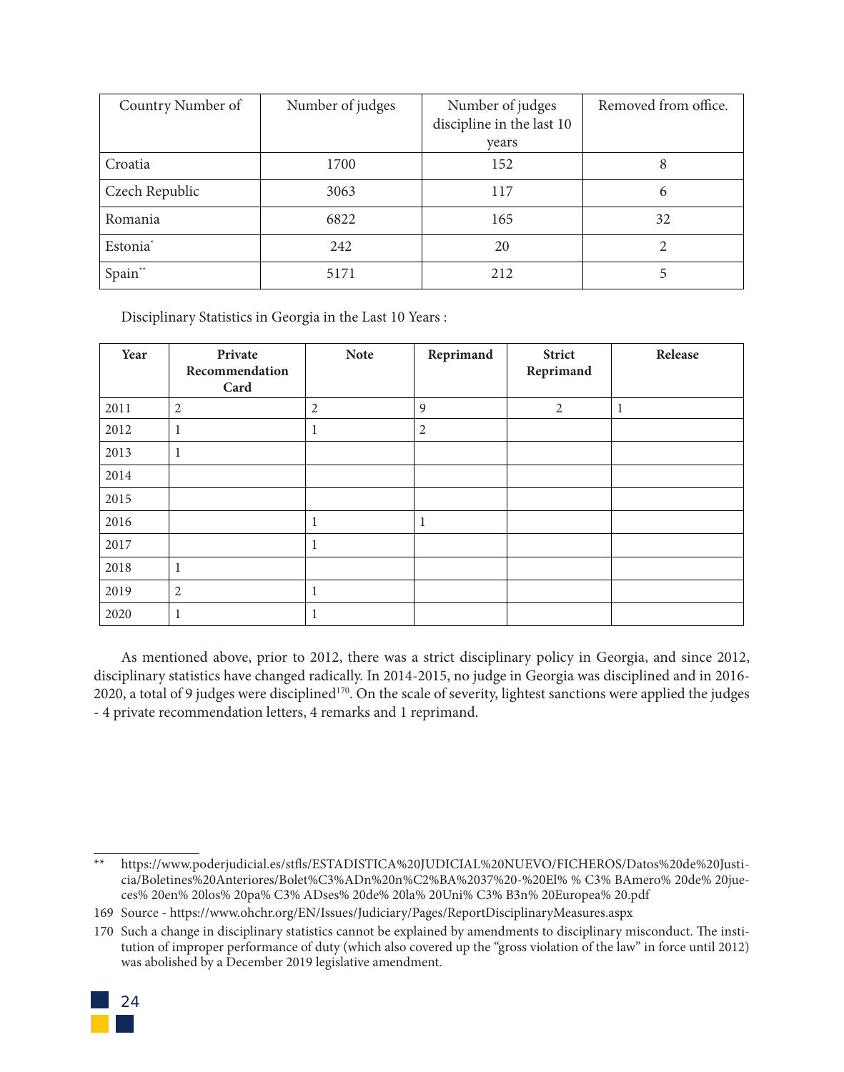| Country Number of | Number of judges | Number of judges discipline in the last 10 years | Removed from office. |
|---|---|---|---|
| Croatia | 1700 | 152 | 8 |
| Czech Republic | 3063 | 117 | 6 |
| Romania | 6822 | 165 | 32 |
| Estonia* | 242 | 20 | 2 |
| Spain** | 5171 | 212 | 5 |

Disciplinary Statistics in Georgia in the Last 10 Years :

| Year | Private Recommendation Card | Note | Reprimand | Strict Reprimand | Release |
|---|---|---|---|---|---|
| 2011 | 2 | 2 | 9 | 2 | 1 |
| 2012 | 1 | 1 | 2 | | |
| 2013 | 1 | | | | |
| 2014 | | | | | |
| 2015 | | | | | |
| 2016 | | 1 | 1 | | |
| 2017 | | 1 | | | |
| 2018 | 1 | | | | |
| 2019 | 2 | 1 | | | |
| 2020 | 1 | 1 | | | |

As mentioned above, prior to 2012, there was a strict disciplinary policy in Georgia, and since 2012, disciplinary statistics have changed radically. In 2014-2015, no judge in Georgia was disciplined and in 2016-2020, a total of 9 judges were disciplined[170]. On the scale of severity, lightest sanctions were applied the judges - 4 private recommendation letters, 4 remarks and 1 reprimand.

---

** https://www.poderjudicial.es/stfls/ESTADISTICA%20JUDICIAL%20NUEVO/FICHEROS/Datos%20de%20Justicia/Boletines%20Anteriores/Bolet%C3%ADn%20n%C2%BA%2037%20-%20El% % C3% BAmero% 20de% 20jueces% 20en% 20los% 20pa% C3% ADses% 20de% 20la% 20Uni% C3% B3n% 20Europea% 20.pdf

169 Source - https://www.ohchr.org/EN/Issues/Judiciary/Pages/ReportDisciplinaryMeasures.aspx

170 Such a change in disciplinary statistics cannot be explained by amendments to disciplinary misconduct. The institution of improper performance of duty (which also covered up the "gross violation of the law" in force until 2012) was abolished by a December 2019 legislative amendment.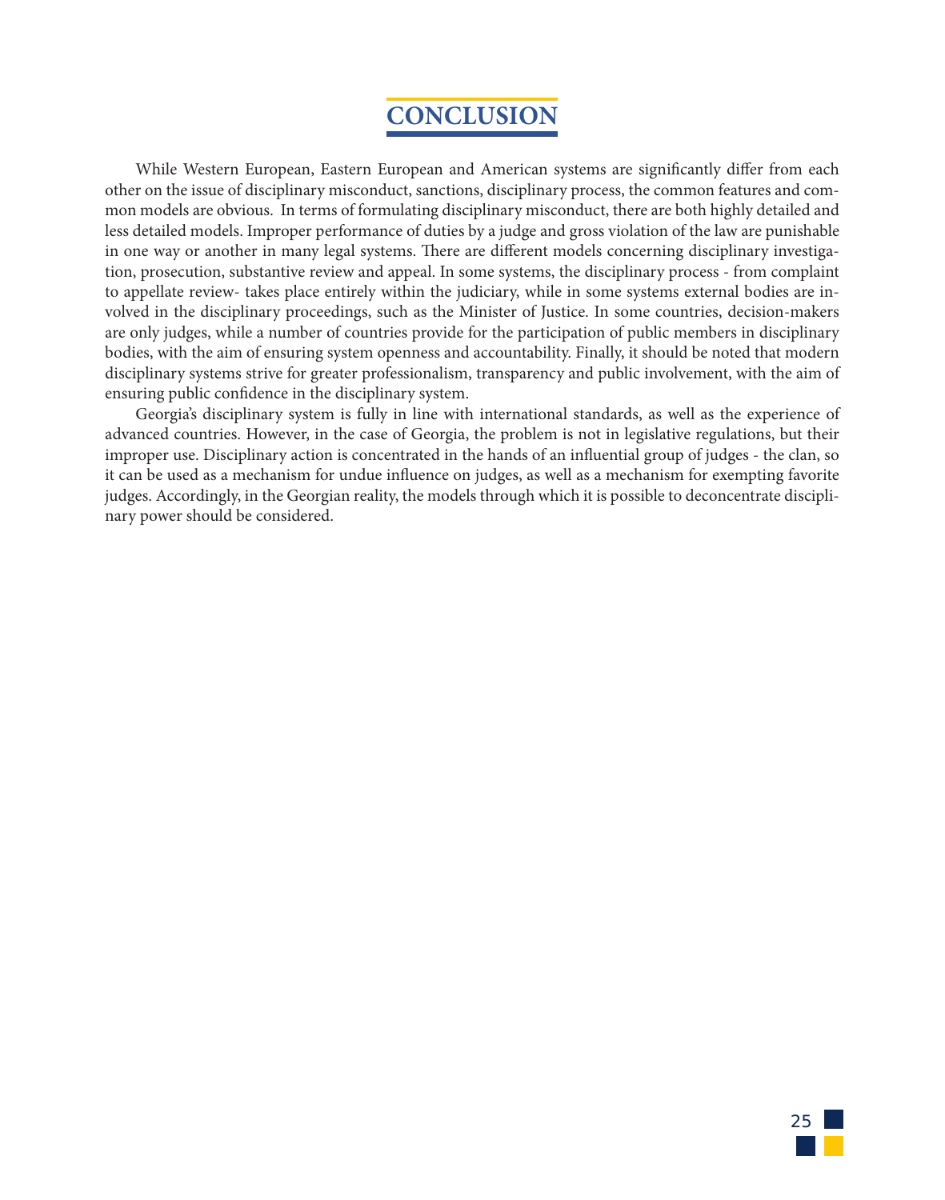# CONCLUSION

While Western European, Eastern European and American systems are significantly differ from each other on the issue of disciplinary misconduct, sanctions, disciplinary process, the common features and common models are obvious. In terms of formulating disciplinary misconduct, there are both highly detailed and less detailed models. Improper performance of duties by a judge and gross violation of the law are punishable in one way or another in many legal systems. There are different models concerning disciplinary investigation, prosecution, substantive review and appeal. In some systems, the disciplinary process - from complaint to appellate review- takes place entirely within the judiciary, while in some systems external bodies are involved in the disciplinary proceedings, such as the Minister of Justice. In some countries, decision-makers are only judges, while a number of countries provide for the participation of public members in disciplinary bodies, with the aim of ensuring system openness and accountability. Finally, it should be noted that modern disciplinary systems strive for greater professionalism, transparency and public involvement, with the aim of ensuring public confidence in the disciplinary system.

Georgia's disciplinary system is fully in line with international standards, as well as the experience of advanced countries. However, in the case of Georgia, the problem is not in legislative regulations, but their improper use. Disciplinary action is concentrated in the hands of an influential group of judges - the clan, so it can be used as a mechanism for undue influence on judges, as well as a mechanism for exempting favorite judges. Accordingly, in the Georgian reality, the models through which it is possible to deconcentrate disciplinary power should be considered.